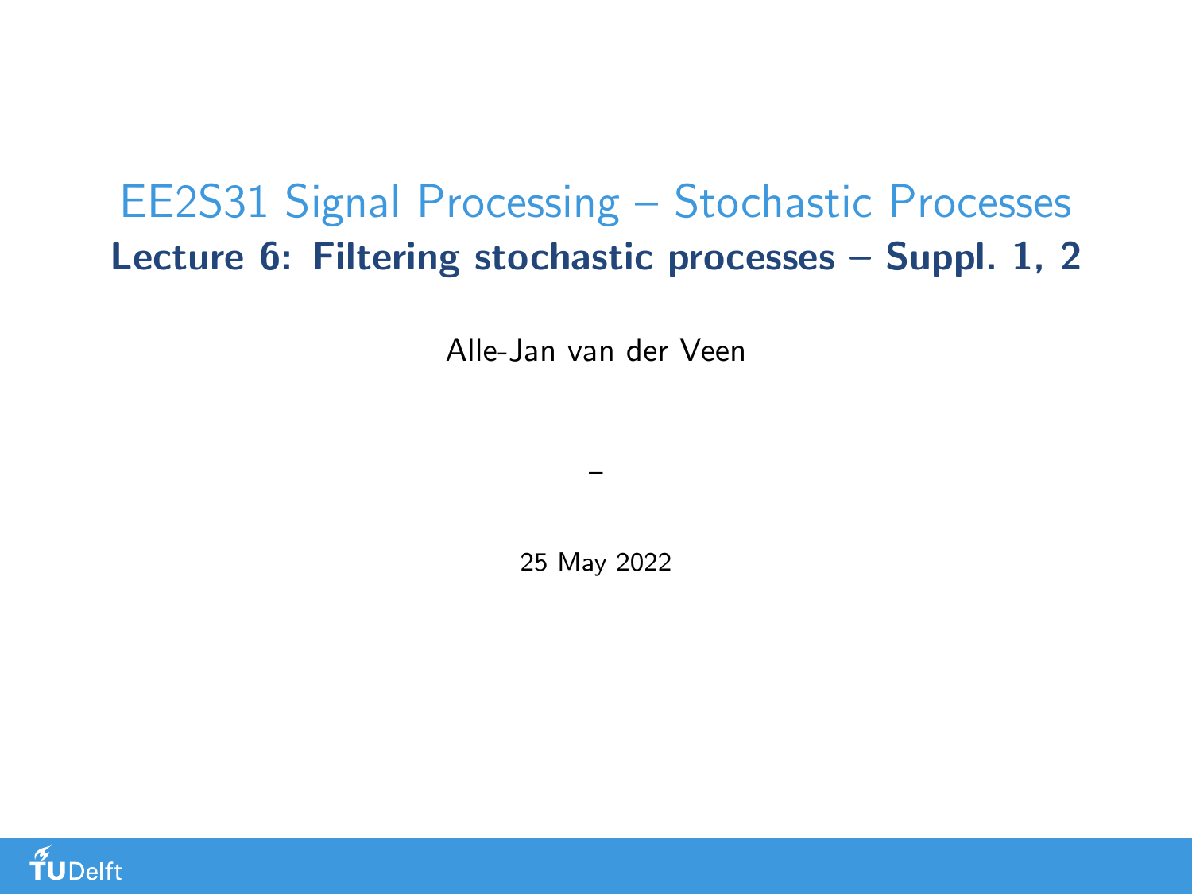# EE2S31 Signal Processing – Stochastic Processes

## Lecture 6: Filtering stochastic processes – Suppl. 1, 2

Alle-Jan van der Veen

–

25 May 2022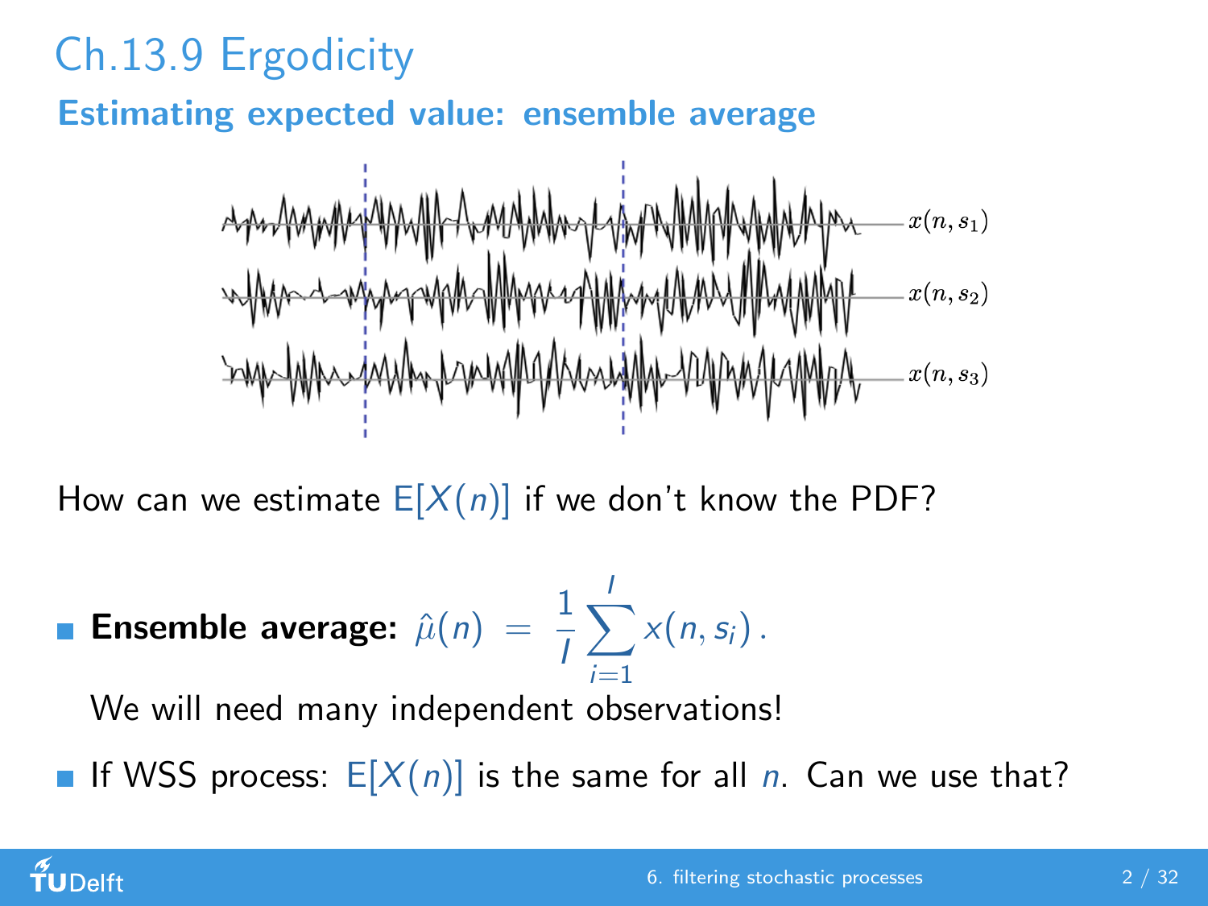# Ch.13.9 Ergodicity

## Estimating expected value: ensemble average

$x(n, s_1)$

$x(n, s_2)$

$x(n, s_3)$

How can we estimate $\mathrm{E}[X(n)]$ if we don't know the PDF?

- **Ensemble average:** $\hat{\mu}(n) \;=\; \dfrac{1}{I}\displaystyle\sum_{i=1}^{I} x(n, s_i)\,.$

  We will need many independent observations!

- If WSS process: $\mathrm{E}[X(n)]$ is the same for all $n$. Can we use that?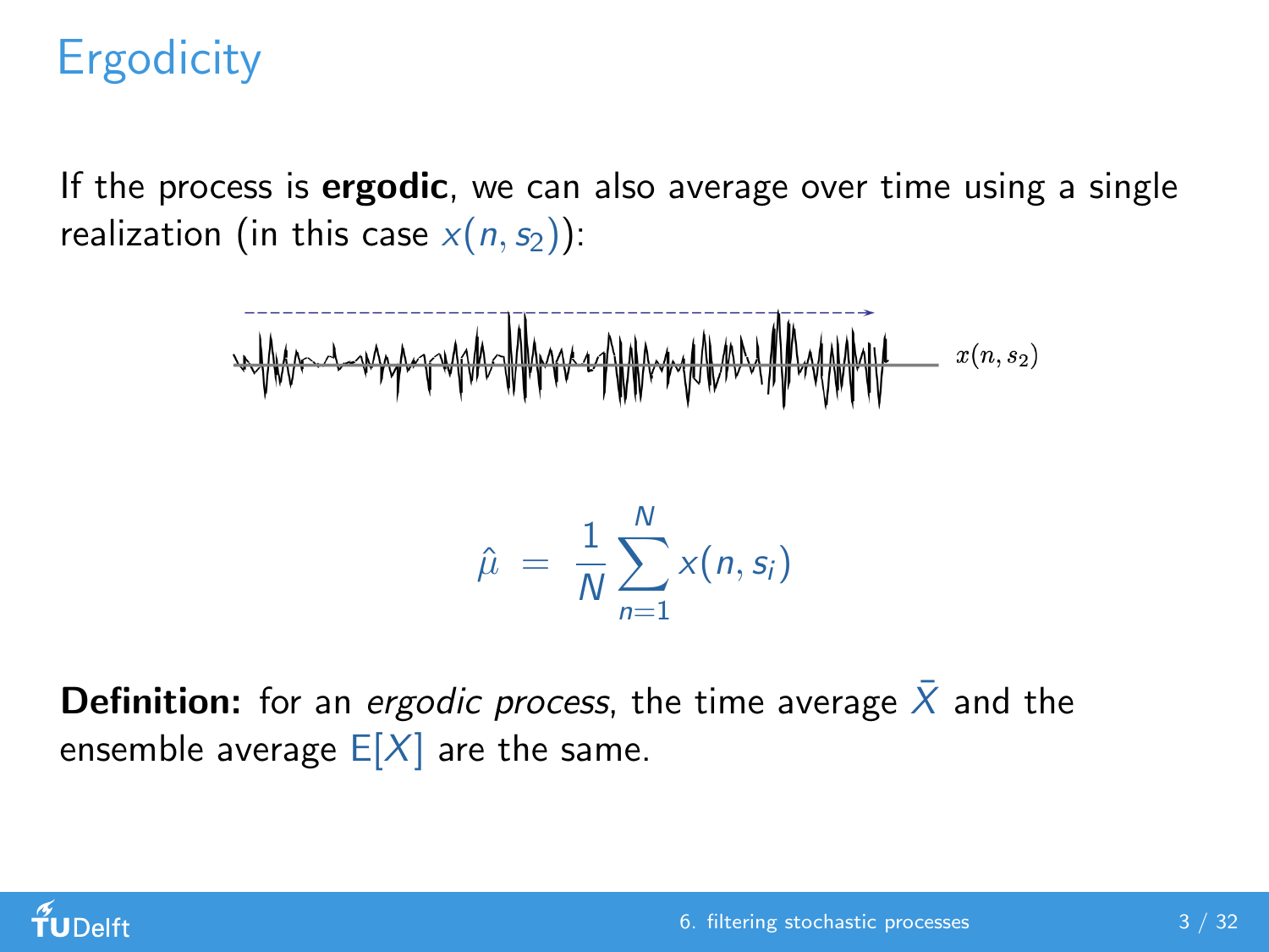# Ergodicity

If the process is **ergodic**, we can also average over time using a single realization (in this case $x(n, s_2)$):

$x(n, s_2)$

$$\hat{\mu} \;=\; \frac{1}{N}\sum_{n=1}^{N} x(n, s_i)$$

**Definition:** for an *ergodic process*, the time average $\bar{X}$ and the ensemble average $\mathrm{E}[X]$ are the same.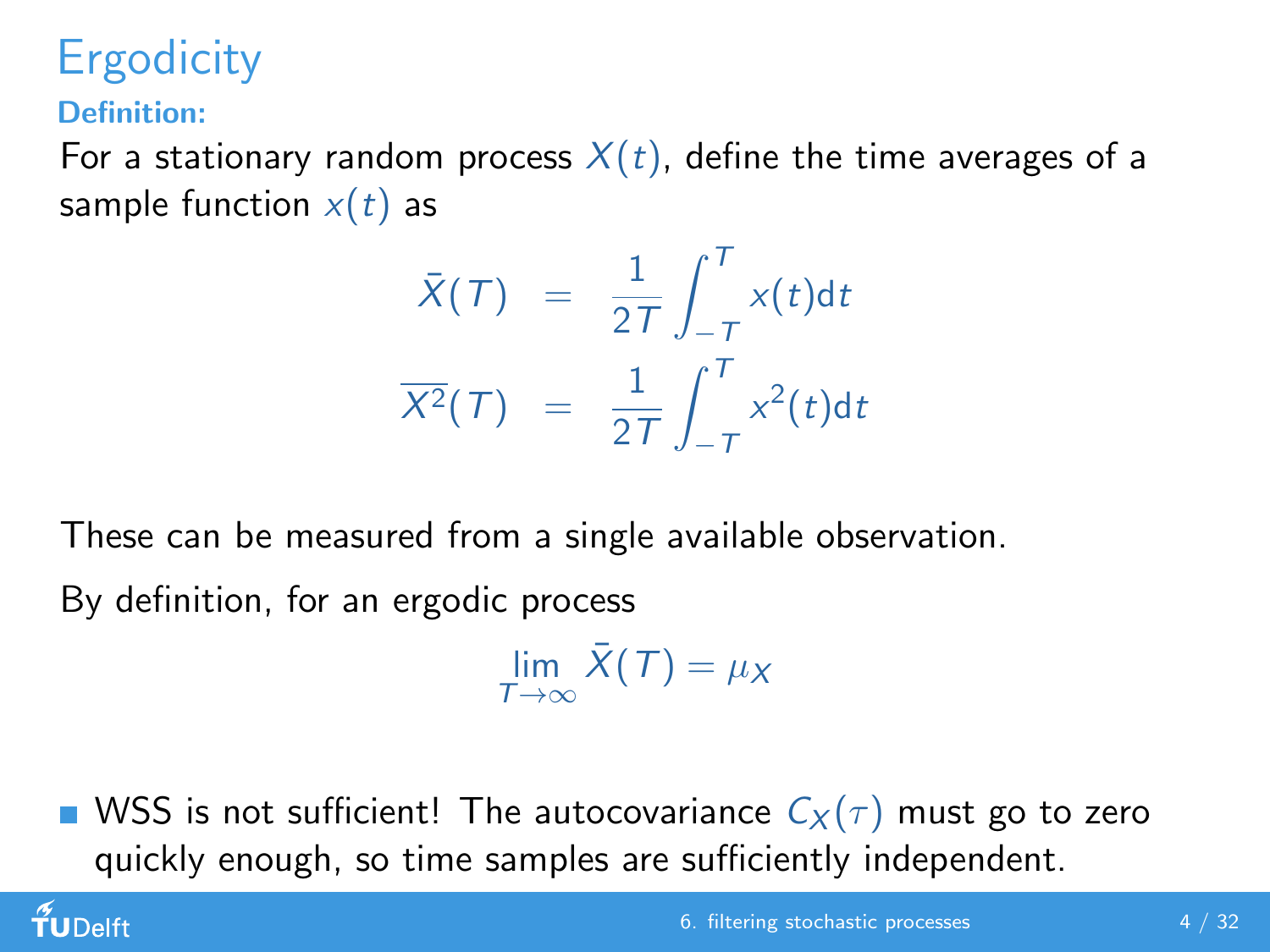# Ergodicity

**Definition:**

For a stationary random process $X(t)$, define the time averages of a sample function $x(t)$ as

$$
\begin{aligned}
\bar{X}(T) &= \frac{1}{2T}\int_{-T}^{T} x(t)\mathrm{d}t \\
\overline{X^2}(T) &= \frac{1}{2T}\int_{-T}^{T} x^2(t)\mathrm{d}t
\end{aligned}
$$

These can be measured from a single available observation.

By definition, for an ergodic process

$$
\lim_{T\to\infty} \bar{X}(T) = \mu_X
$$

- WSS is not sufficient! The autocovariance $C_X(\tau)$ must go to zero quickly enough, so time samples are sufficiently independent.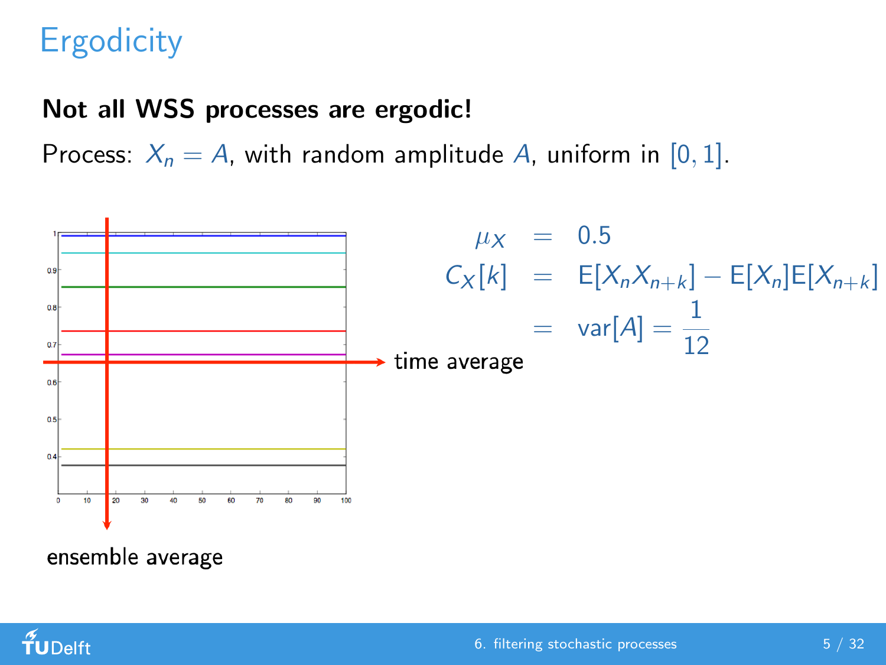# Ergodicity

**Not all WSS processes are ergodic!**

Process: $X_n = A$, with random amplitude $A$, uniform in $[0, 1]$.

time average

ensemble average

$$
\begin{aligned}
\mu_X &= 0.5 \\
C_X[k] &= \mathrm{E}[X_n X_{n+k}] - \mathrm{E}[X_n]\mathrm{E}[X_{n+k}] \\
&= \mathrm{var}[A] = \frac{1}{12}
\end{aligned}
$$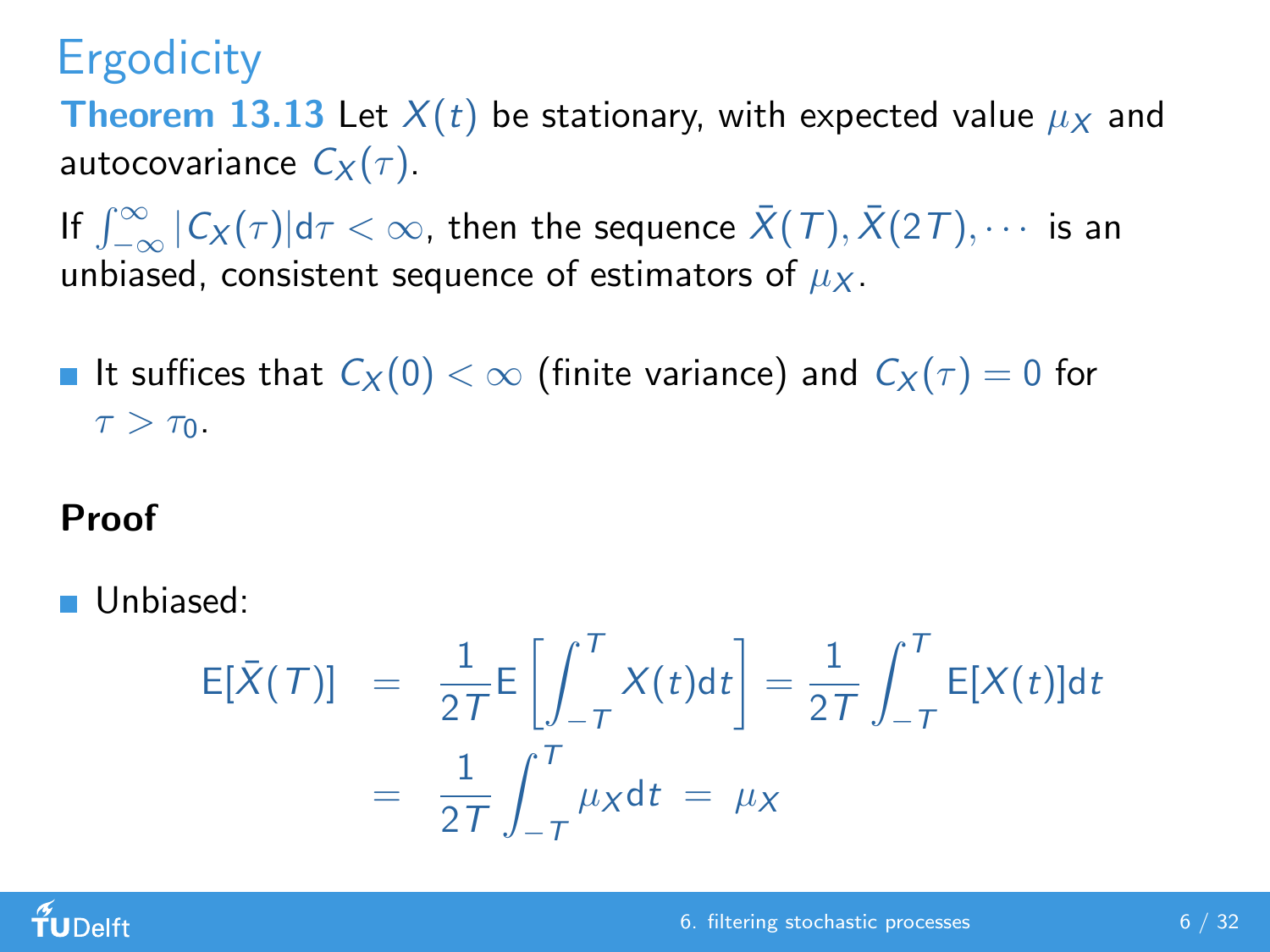# Ergodicity

**Theorem 13.13** Let $X(t)$ be stationary, with expected value $\mu_X$ and autocovariance $C_X(\tau)$.

If $\int_{-\infty}^{\infty} |C_X(\tau)| \mathrm{d}\tau < \infty$, then the sequence $\bar{X}(T), \bar{X}(2T), \cdots$ is an unbiased, consistent sequence of estimators of $\mu_X$.

- It suffices that $C_X(0) < \infty$ (finite variance) and $C_X(\tau) = 0$ for $\tau > \tau_0$.

**Proof**

- Unbiased:

$$
\begin{aligned}
\mathrm{E}[\bar{X}(T)] &= \frac{1}{2T}\mathrm{E}\left[\int_{-T}^{T} X(t)\mathrm{d}t\right] = \frac{1}{2T}\int_{-T}^{T} \mathrm{E}[X(t)]\mathrm{d}t \\
&= \frac{1}{2T}\int_{-T}^{T} \mu_X \mathrm{d}t \;=\; \mu_X
\end{aligned}
$$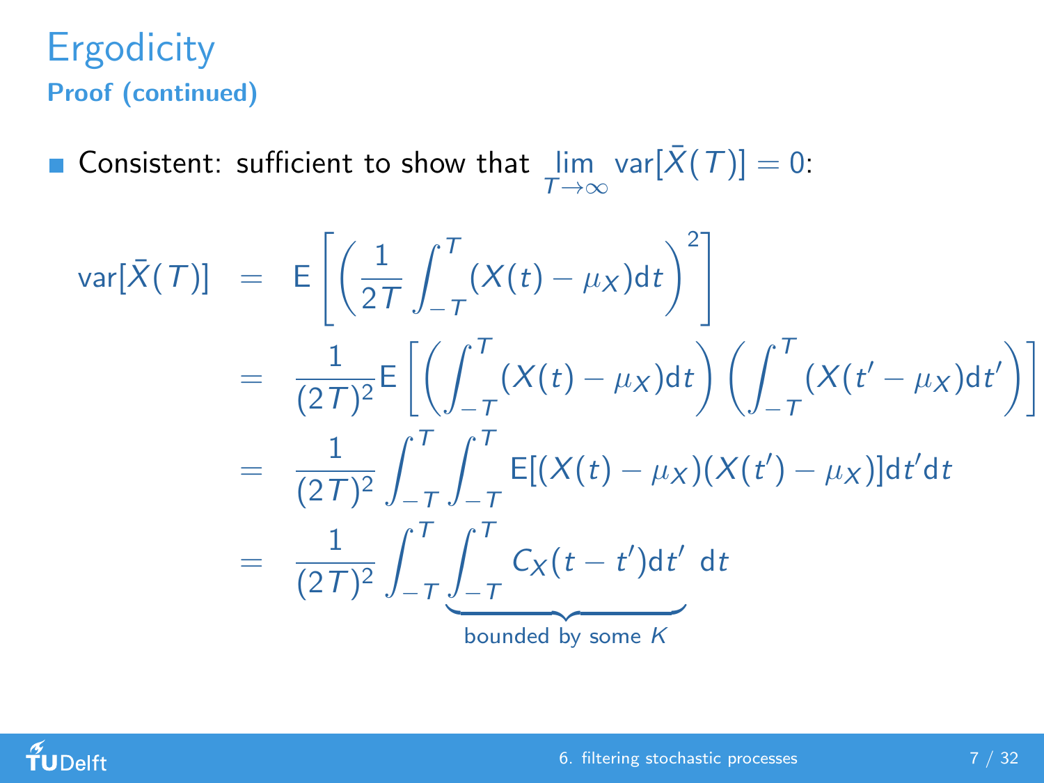# Ergodicity

**Proof (continued)**

- Consistent: sufficient to show that $\lim_{T\to\infty} \text{var}[\bar{X}(T)] = 0$:

$$
\begin{aligned}
\text{var}[\bar{X}(T)] &= \mathsf{E}\left[\left(\frac{1}{2T}\int_{-T}^{T}(X(t)-\mu_X)\mathrm{d}t\right)^2\right] \\
&= \frac{1}{(2T)^2}\mathsf{E}\left[\left(\int_{-T}^{T}(X(t)-\mu_X)\mathrm{d}t\right)\left(\int_{-T}^{T}(X(t'-\mu_X)\mathrm{d}t'\right)\right] \\
&= \frac{1}{(2T)^2}\int_{-T}^{T}\int_{-T}^{T}\mathsf{E}[(X(t)-\mu_X)(X(t')-\mu_X)]\mathrm{d}t'\mathrm{d}t \\
&= \frac{1}{(2T)^2}\int_{-T}^{T}\underbrace{\int_{-T}^{T}C_X(t-t')\mathrm{d}t'}_{\text{bounded by some } K}\ \mathrm{d}t
\end{aligned}
$$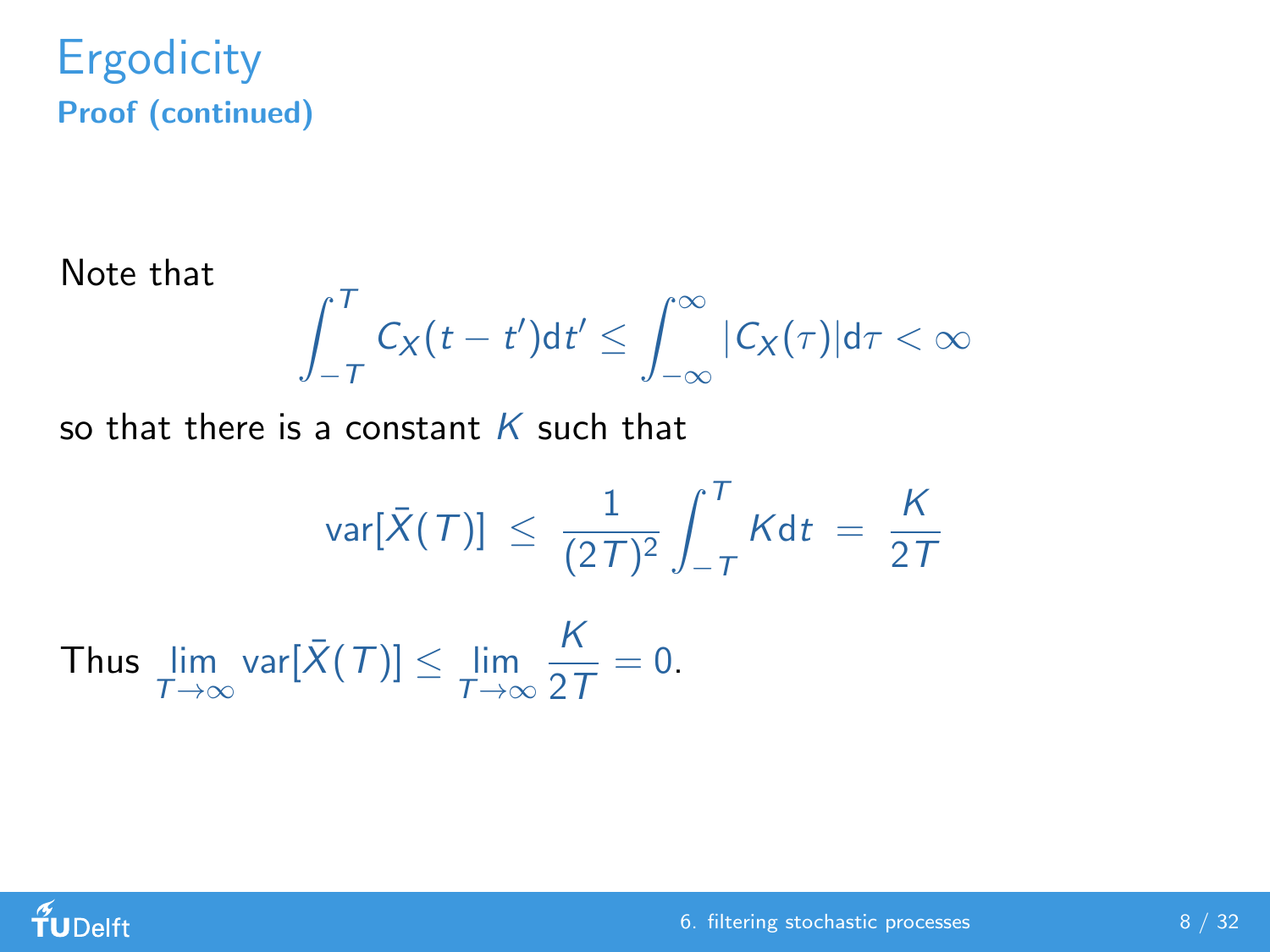# Ergodicity

**Proof (continued)**

Note that

$$\int_{-T}^{T} C_X(t - t')\mathrm{d}t' \leq \int_{-\infty}^{\infty} |C_X(\tau)|\mathrm{d}\tau < \infty$$

so that there is a constant $K$ such that

$$\mathrm{var}[\bar{X}(T)] \;\leq\; \frac{1}{(2T)^2}\int_{-T}^{T} K\mathrm{d}t \;=\; \frac{K}{2T}$$

Thus $\lim\limits_{T\to\infty} \mathrm{var}[\bar{X}(T)] \leq \lim\limits_{T\to\infty} \dfrac{K}{2T} = 0.$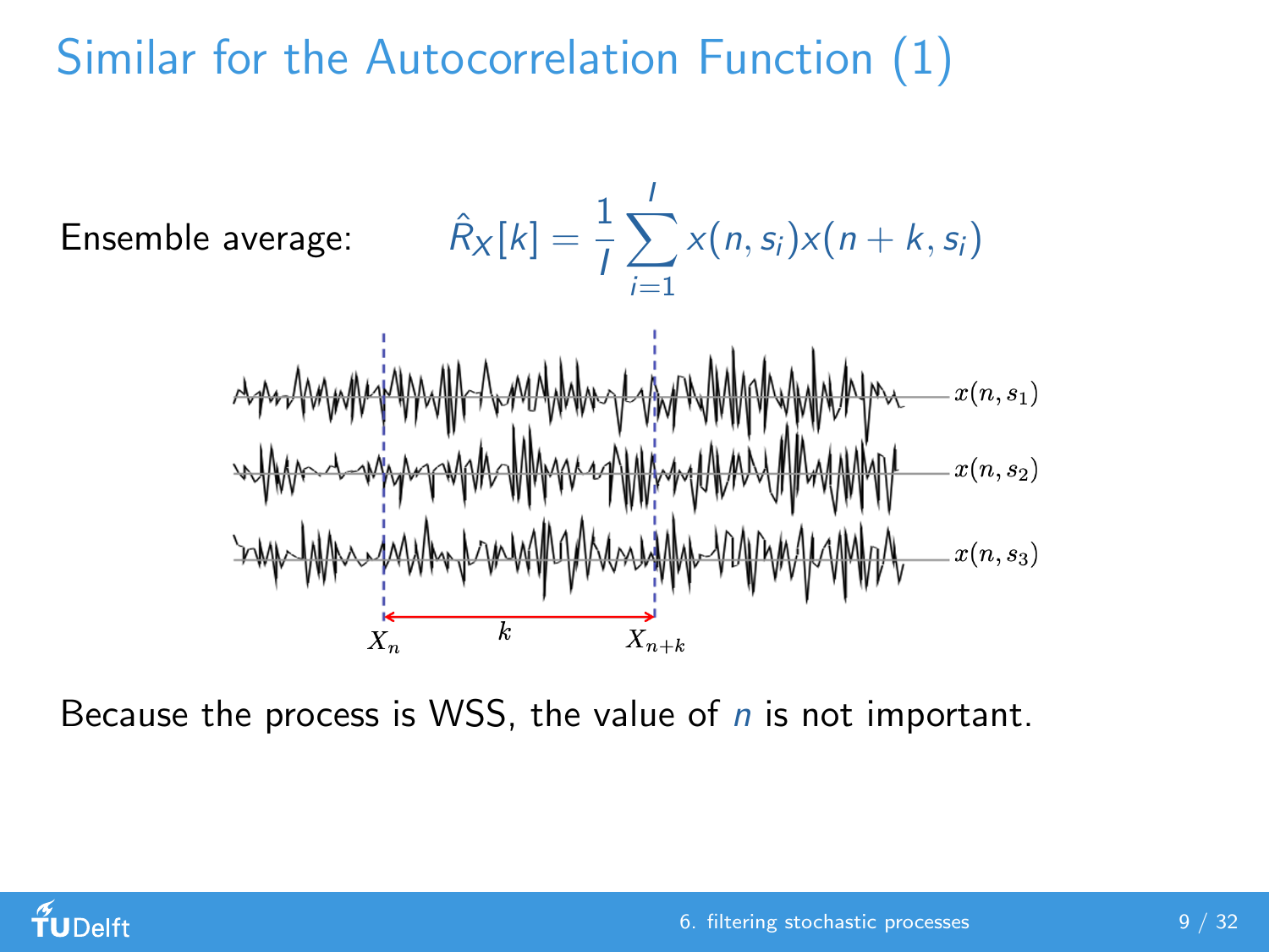# Similar for the Autocorrelation Function (1)

Ensemble average:

$$\hat{R}_X[k] = \frac{1}{I}\sum_{i=1}^{I} x(n, s_i)x(n+k, s_i)$$

Because the process is WSS, the value of $n$ is not important.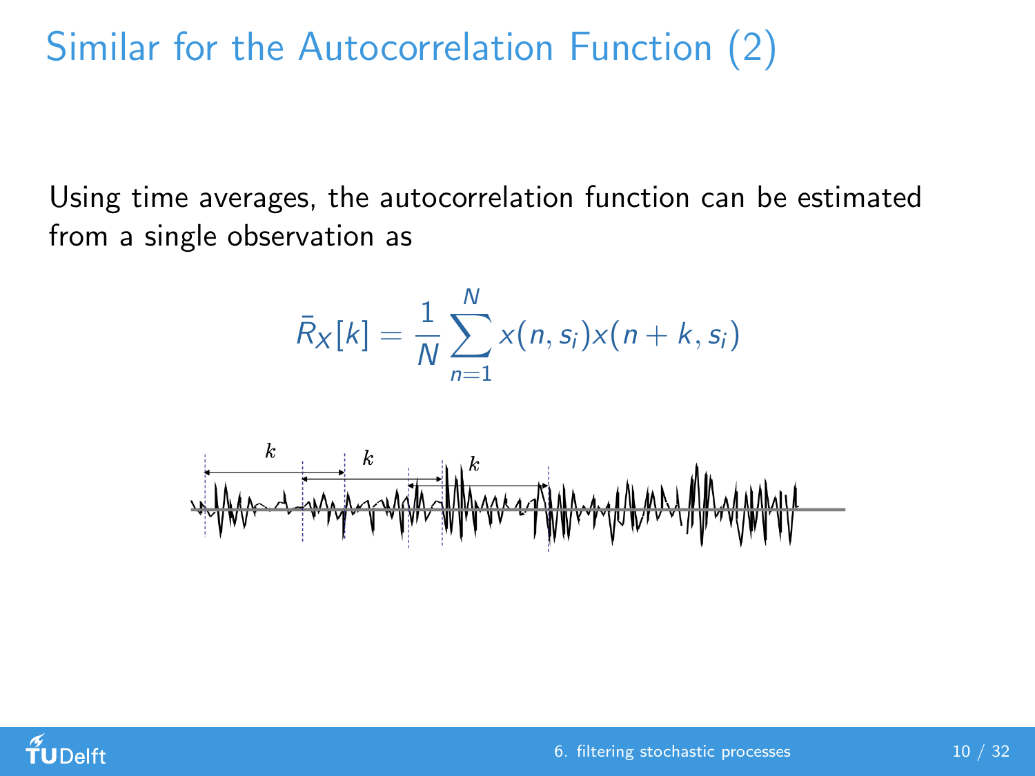# Similar for the Autocorrelation Function (2)

Using time averages, the autocorrelation function can be estimated from a single observation as

$$\bar{R}_X[k] = \frac{1}{N} \sum_{n=1}^{N} x(n, s_i) x(n + k, s_i)$$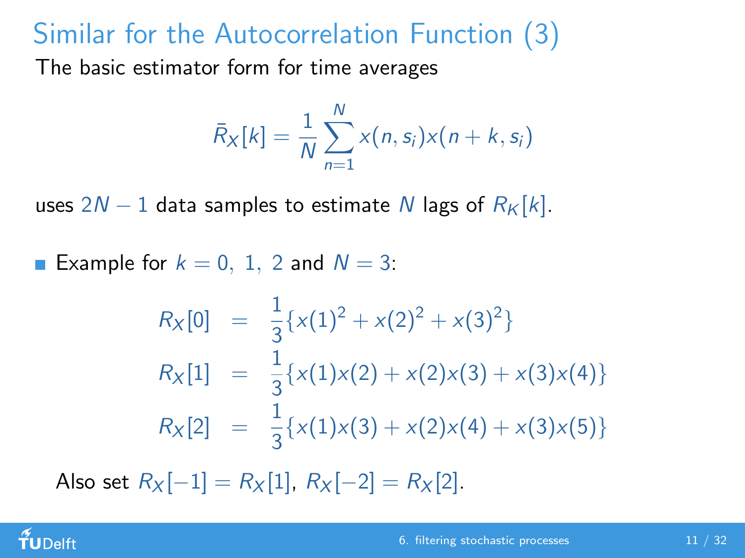# Similar for the Autocorrelation Function (3)

The basic estimator form for time averages

$$\bar{R}_X[k] = \frac{1}{N} \sum_{n=1}^{N} x(n, s_i) x(n+k, s_i)$$

uses $2N - 1$ data samples to estimate $N$ lags of $R_K[k]$.

- Example for $k = 0,\ 1,\ 2$ and $N = 3$:

$$\begin{aligned}
R_X[0] &= \frac{1}{3}\{x(1)^2 + x(2)^2 + x(3)^2\} \\
R_X[1] &= \frac{1}{3}\{x(1)x(2) + x(2)x(3) + x(3)x(4)\} \\
R_X[2] &= \frac{1}{3}\{x(1)x(3) + x(2)x(4) + x(3)x(5)\}
\end{aligned}$$

Also set $R_X[-1] = R_X[1]$, $R_X[-2] = R_X[2]$.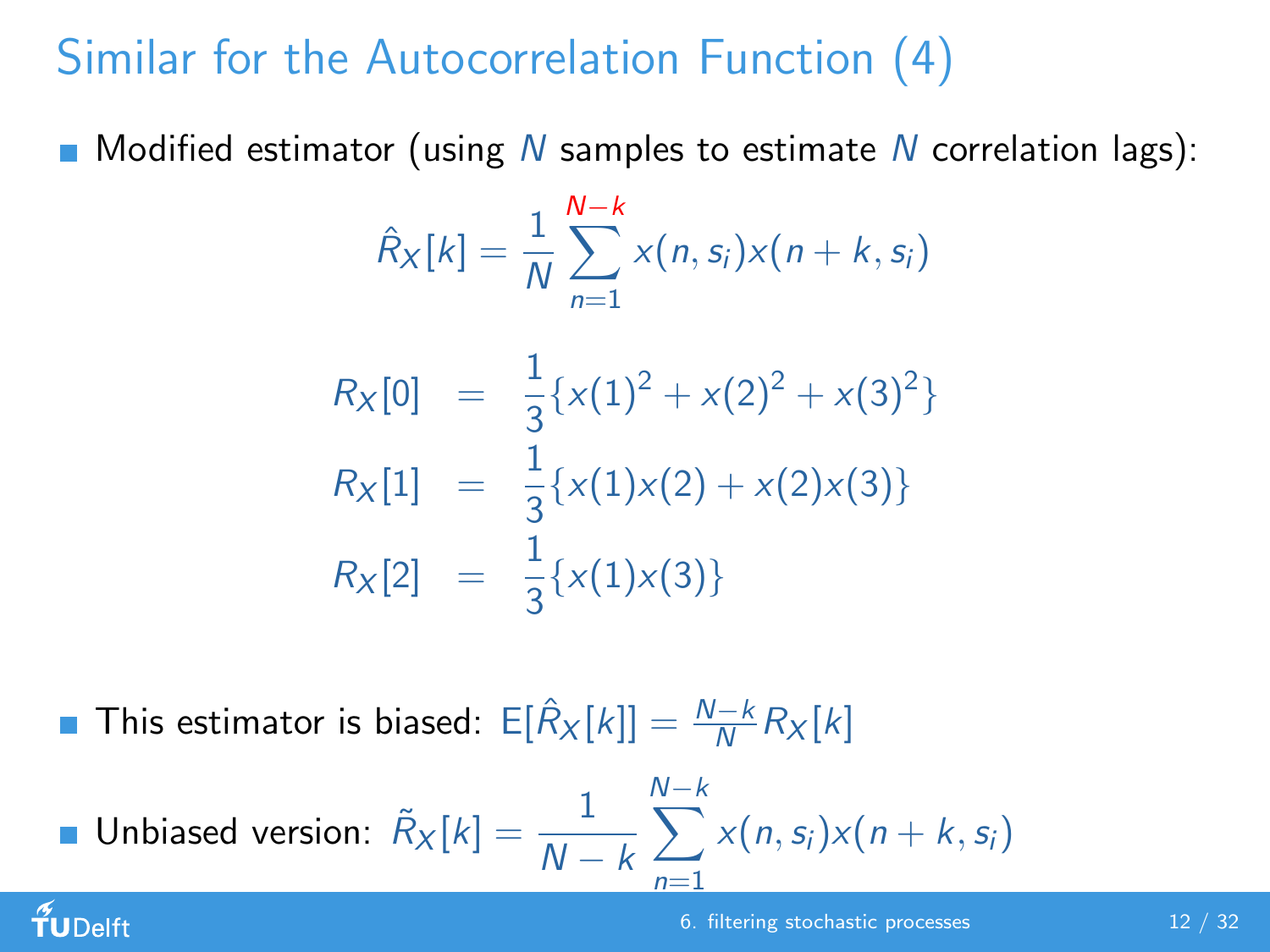# Similar for the Autocorrelation Function (4)

- Modified estimator (using $N$ samples to estimate $N$ correlation lags):

$$\hat{R}_X[k] = \frac{1}{N} \sum_{n=1}^{N-k} x(n, s_i) x(n+k, s_i)$$

$$\begin{aligned}
R_X[0] &= \frac{1}{3}\{x(1)^2 + x(2)^2 + x(3)^2\} \\
R_X[1] &= \frac{1}{3}\{x(1)x(2) + x(2)x(3)\} \\
R_X[2] &= \frac{1}{3}\{x(1)x(3)\}
\end{aligned}$$

- This estimator is biased: $\mathrm{E}[\hat{R}_X[k]] = \frac{N-k}{N} R_X[k]$
- Unbiased version: $\tilde{R}_X[k] = \frac{1}{N-k} \sum_{n=1}^{N-k} x(n, s_i) x(n+k, s_i)$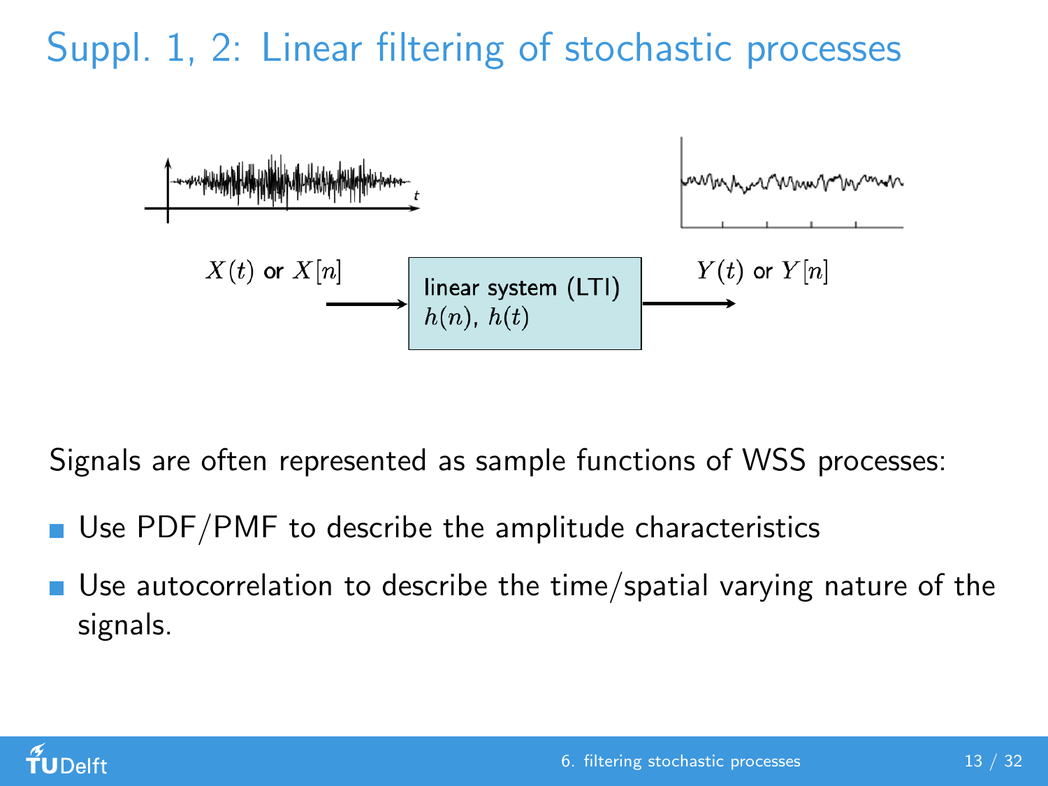# Suppl. 1, 2: Linear filtering of stochastic processes

$X(t)$ or $X[n]$ → linear system (LTI) $h(n)$, $h(t)$ → $Y(t)$ or $Y[n]$

Signals are often represented as sample functions of WSS processes:

- Use PDF/PMF to describe the amplitude characteristics
- Use autocorrelation to describe the time/spatial varying nature of the signals.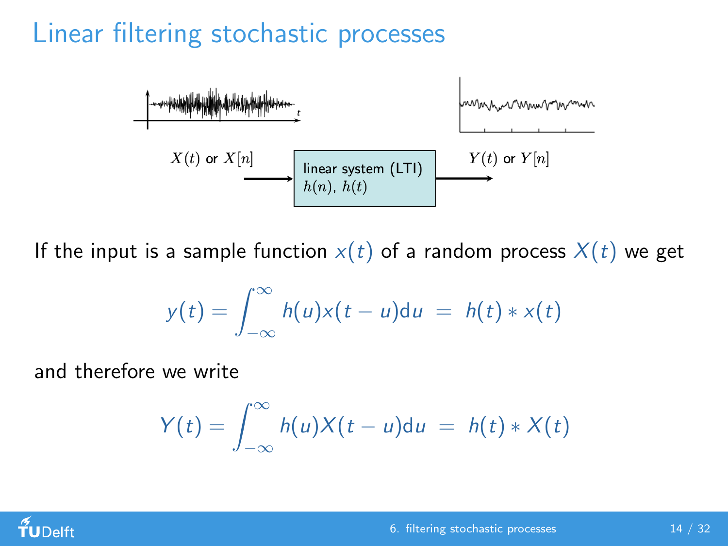# Linear filtering stochastic processes

$X(t)$ or $X[n]$ → linear system (LTI) $h(n)$, $h(t)$ → $Y(t)$ or $Y[n]$

If the input is a sample function $x(t)$ of a random process $X(t)$ we get

$$y(t) = \int_{-\infty}^{\infty} h(u)x(t-u)\mathrm{d}u \;=\; h(t) * x(t)$$

and therefore we write

$$Y(t) = \int_{-\infty}^{\infty} h(u)X(t-u)\mathrm{d}u \;=\; h(t) * X(t)$$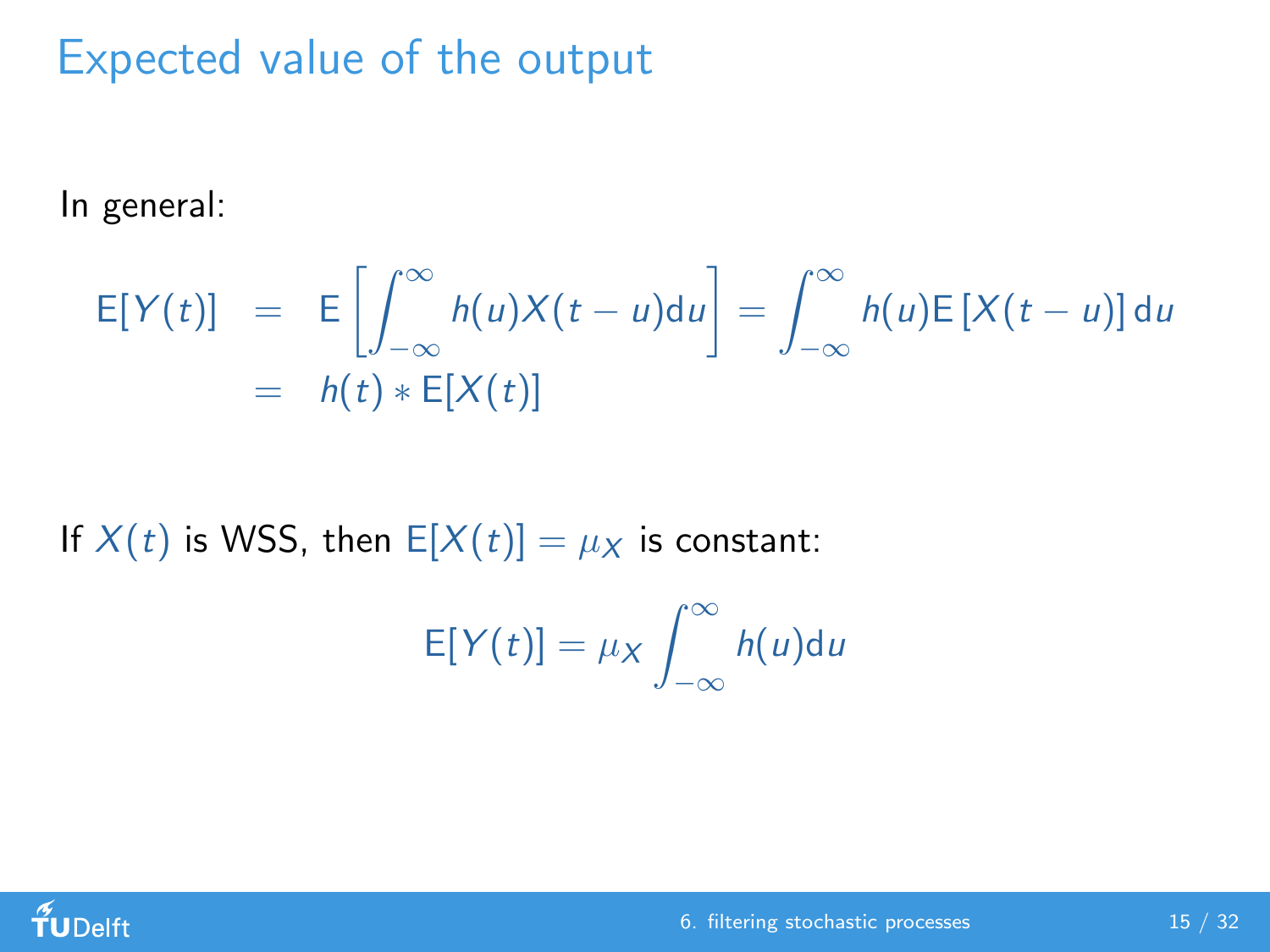# Expected value of the output

In general:

$$
\begin{aligned}
\mathrm{E}[Y(t)] &= \mathrm{E}\left[\int_{-\infty}^{\infty} h(u)X(t-u)\mathrm{d}u\right] = \int_{-\infty}^{\infty} h(u)\mathrm{E}\left[X(t-u)\right]\mathrm{d}u \\
&= h(t) * \mathrm{E}[X(t)]
\end{aligned}
$$

If $X(t)$ is WSS, then $\mathrm{E}[X(t)] = \mu_X$ is constant:

$$
\mathrm{E}[Y(t)] = \mu_X \int_{-\infty}^{\infty} h(u)\mathrm{d}u
$$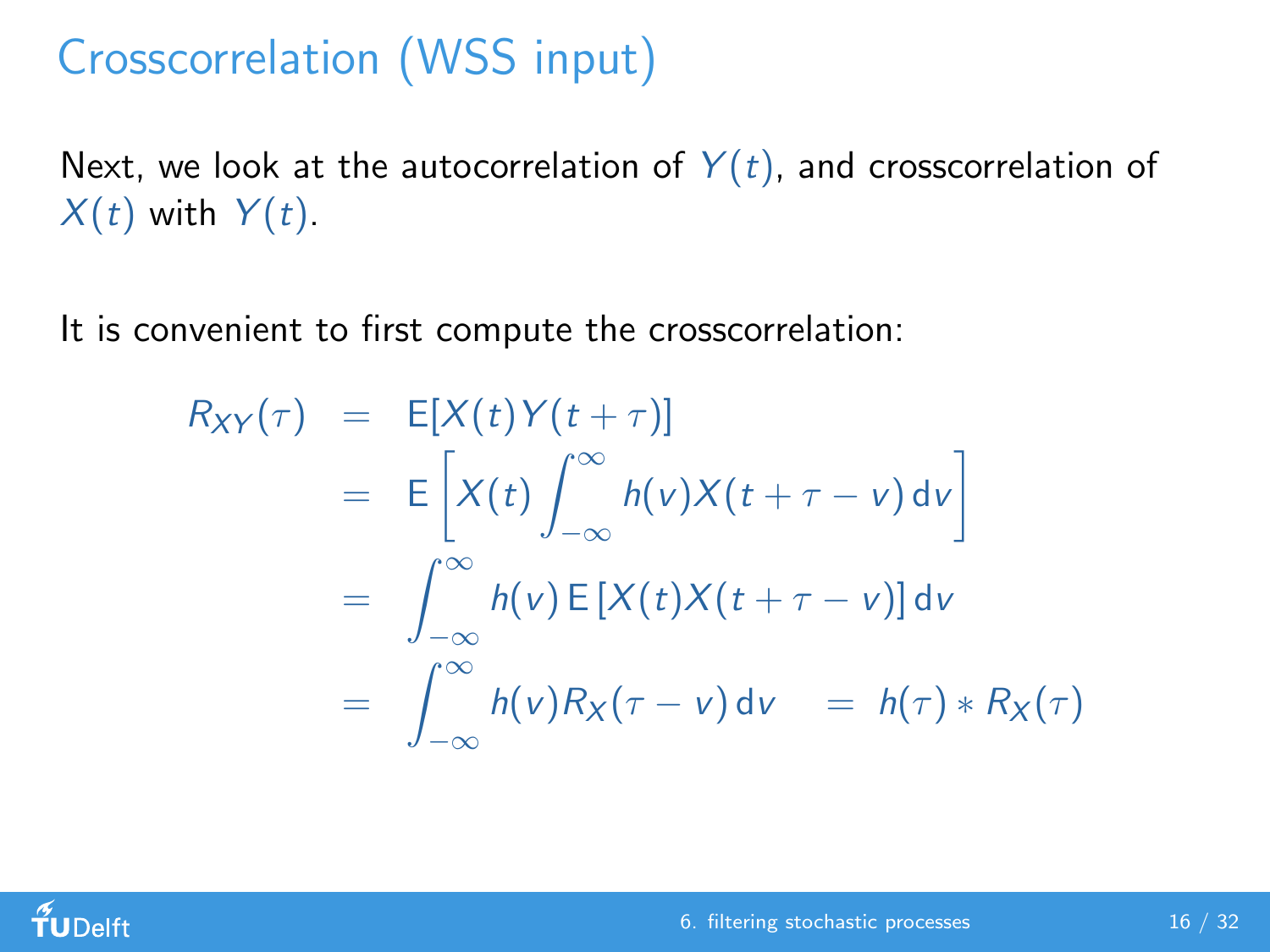# Crosscorrelation (WSS input)

Next, we look at the autocorrelation of $Y(t)$, and crosscorrelation of $X(t)$ with $Y(t)$.

It is convenient to first compute the crosscorrelation:

$$
\begin{aligned}
R_{XY}(\tau) &= \mathrm{E}[X(t)Y(t+\tau)] \\
&= \mathrm{E}\left[X(t)\int_{-\infty}^{\infty} h(v)X(t+\tau-v)\,\mathrm{d}v\right] \\
&= \int_{-\infty}^{\infty} h(v)\,\mathrm{E}\left[X(t)X(t+\tau-v)\right]\mathrm{d}v \\
&= \int_{-\infty}^{\infty} h(v)R_X(\tau-v)\,\mathrm{d}v \quad = h(\tau) * R_X(\tau)
\end{aligned}
$$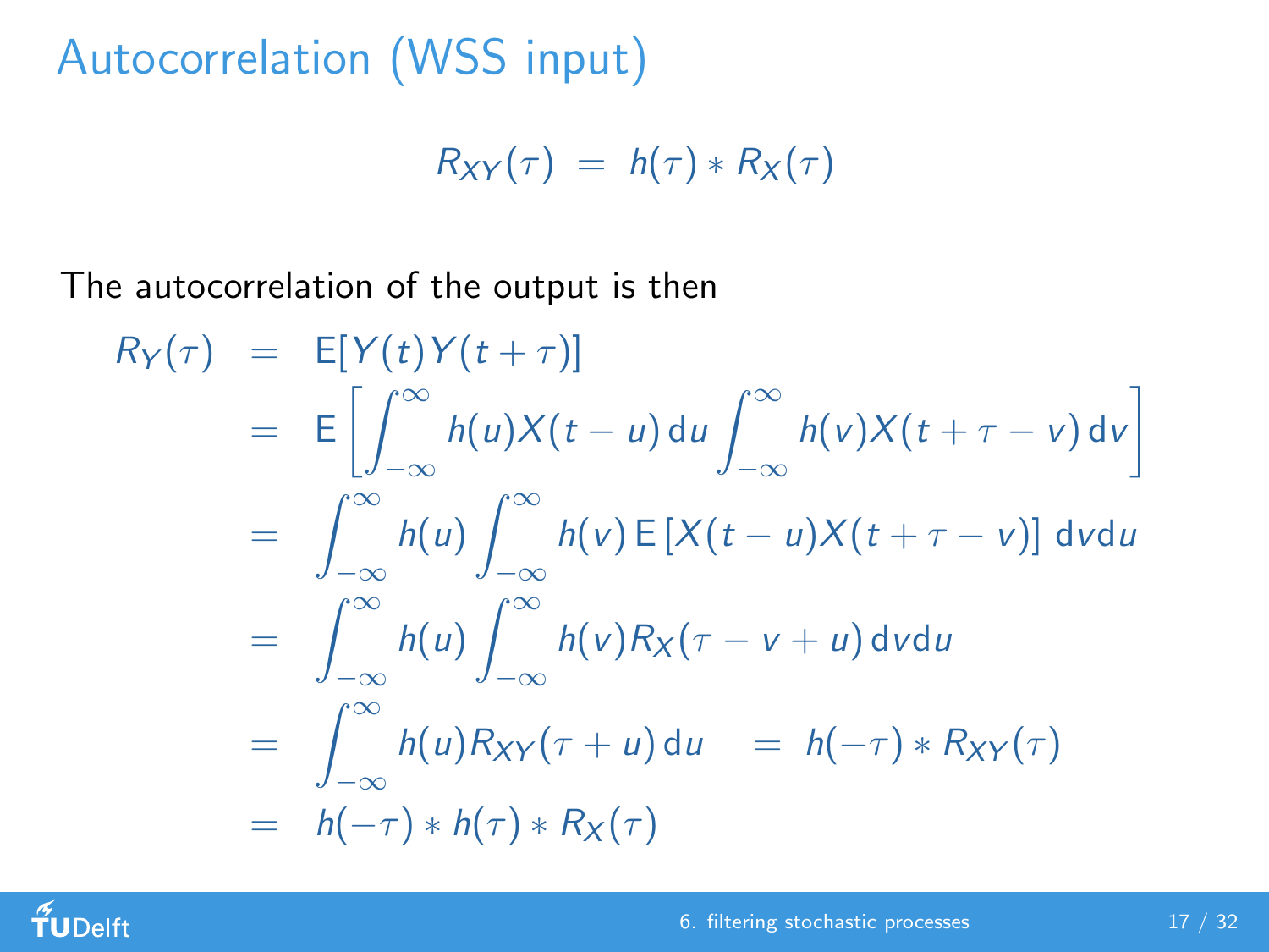# Autocorrelation (WSS input)

$$R_{XY}(\tau) \;=\; h(\tau) * R_X(\tau)$$

The autocorrelation of the output is then

$$
\begin{aligned}
R_Y(\tau) &= \mathrm{E}[Y(t)Y(t+\tau)] \\
&= \mathrm{E}\left[\int_{-\infty}^{\infty} h(u)X(t-u)\,\mathrm{d}u \int_{-\infty}^{\infty} h(v)X(t+\tau-v)\,\mathrm{d}v\right] \\
&= \int_{-\infty}^{\infty} h(u) \int_{-\infty}^{\infty} h(v)\,\mathrm{E}\left[X(t-u)X(t+\tau-v)\right]\,\mathrm{d}v\mathrm{d}u \\
&= \int_{-\infty}^{\infty} h(u) \int_{-\infty}^{\infty} h(v) R_X(\tau - v + u)\,\mathrm{d}v\mathrm{d}u \\
&= \int_{-\infty}^{\infty} h(u) R_{XY}(\tau + u)\,\mathrm{d}u \quad = \; h(-\tau) * R_{XY}(\tau) \\
&= h(-\tau) * h(\tau) * R_X(\tau)
\end{aligned}
$$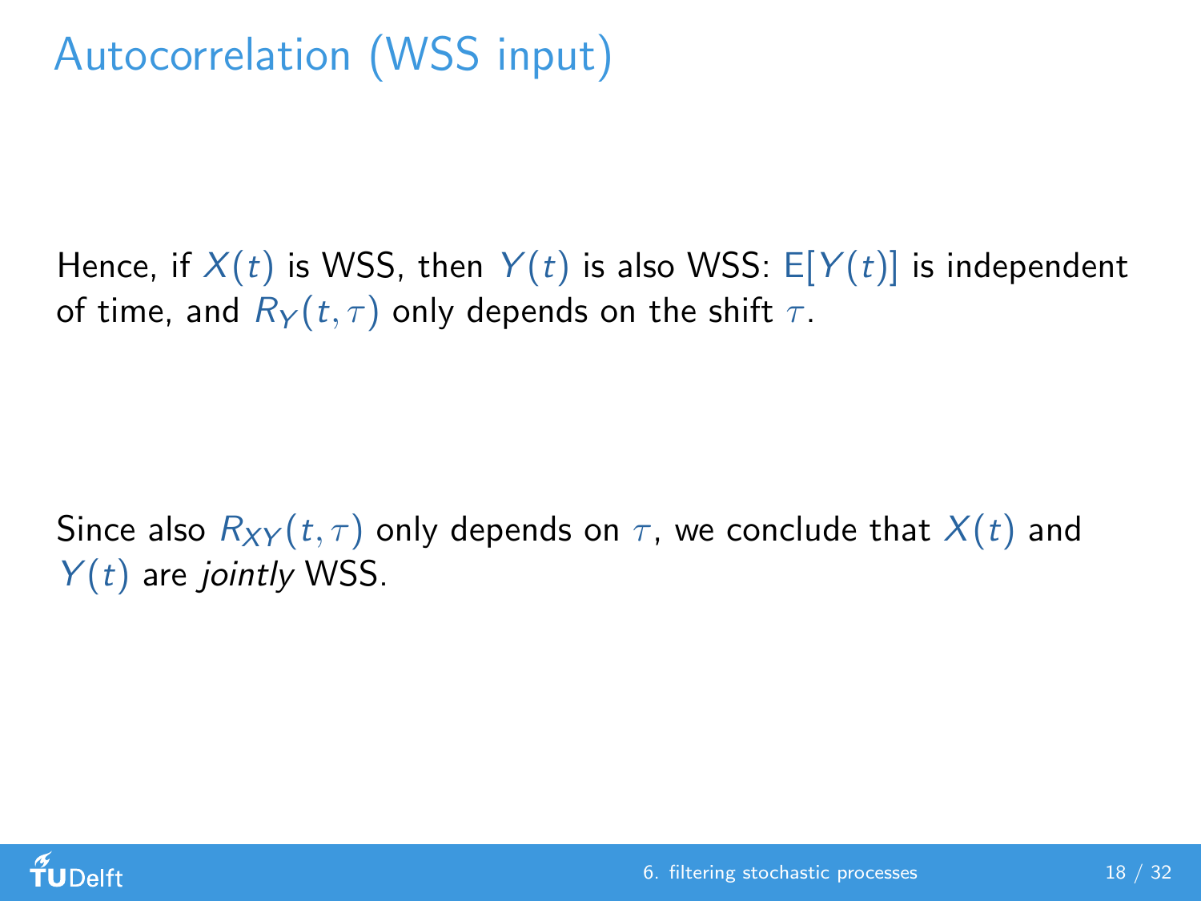# Autocorrelation (WSS input)

Hence, if $X(t)$ is WSS, then $Y(t)$ is also WSS: $\mathrm{E}[Y(t)]$ is independent of time, and $R_Y(t,\tau)$ only depends on the shift $\tau$.

Since also $R_{XY}(t,\tau)$ only depends on $\tau$, we conclude that $X(t)$ and $Y(t)$ are *jointly* WSS.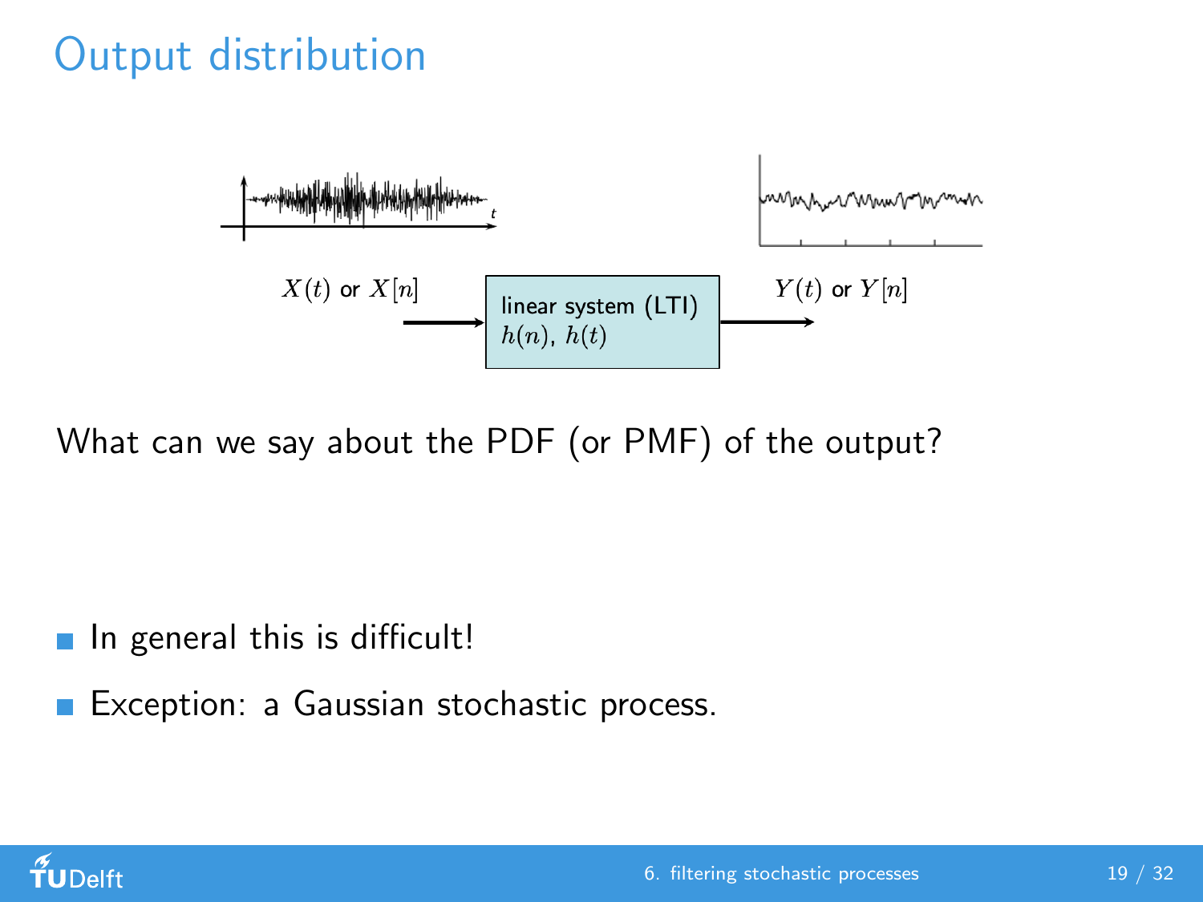# Output distribution

$X(t)$ or $X[n]$ → linear system (LTI) $h(n)$, $h(t)$ → $Y(t)$ or $Y[n]$

What can we say about the PDF (or PMF) of the output?

- In general this is difficult!
- Exception: a Gaussian stochastic process.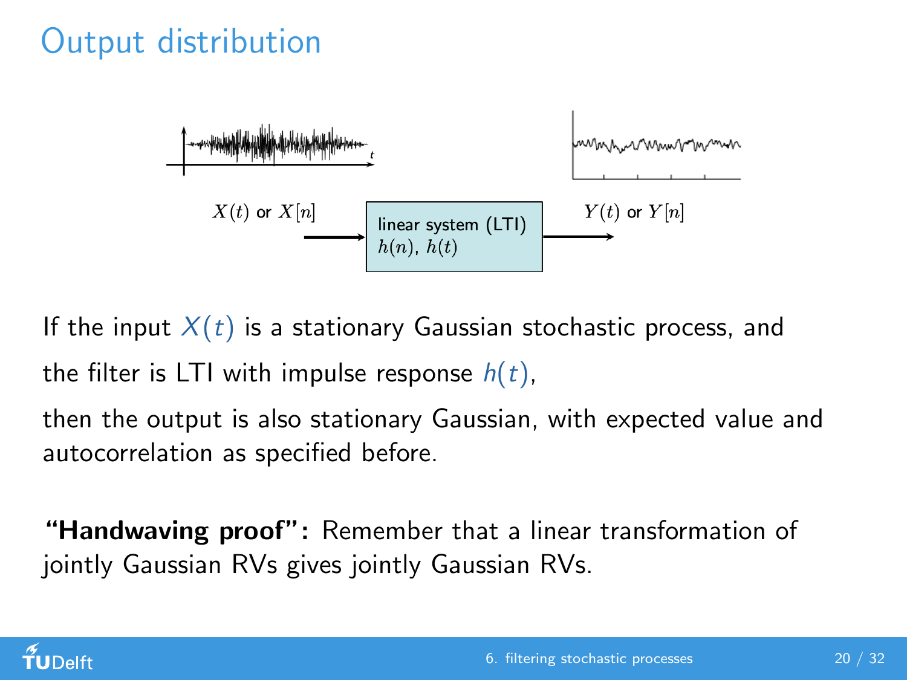# Output distribution

$X(t)$ or $X[n]$ → linear system (LTI) $h(n)$, $h(t)$ → $Y(t)$ or $Y[n]$

If the input $X(t)$ is a stationary Gaussian stochastic process, and

the filter is LTI with impulse response $h(t)$,

then the output is also stationary Gaussian, with expected value and autocorrelation as specified before.

**"Handwaving proof":** Remember that a linear transformation of jointly Gaussian RVs gives jointly Gaussian RVs.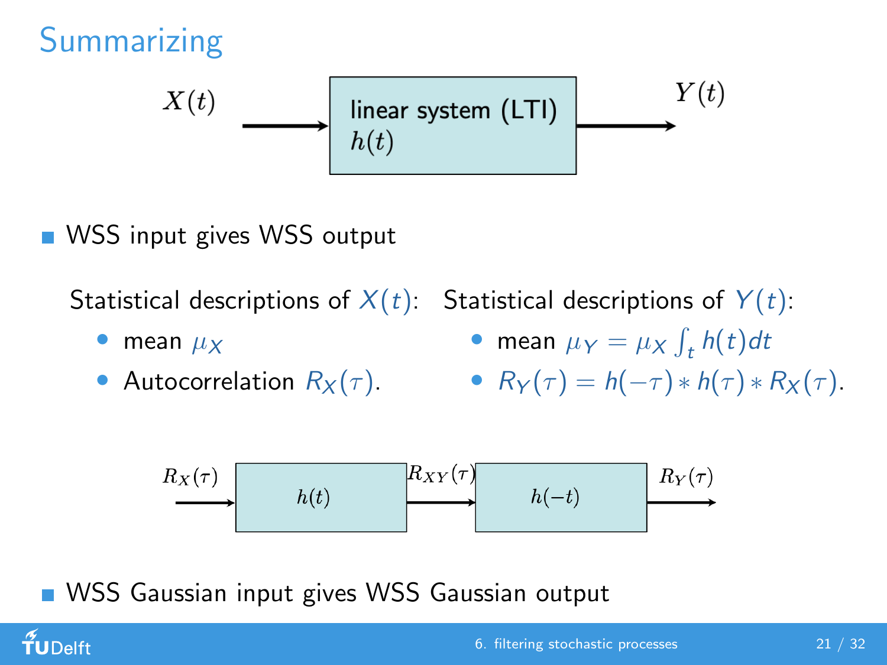# Summarizing

$X(t)$ → linear system (LTI) $h(t)$ → $Y(t)$

- WSS input gives WSS output

Statistical descriptions of $X(t)$:

- mean $\mu_X$
- Autocorrelation $R_X(\tau)$.

Statistical descriptions of $Y(t)$:

- mean $\mu_Y = \mu_X \int_t h(t)dt$
- $R_Y(\tau) = h(-\tau) * h(\tau) * R_X(\tau)$.

$R_X(\tau)$ → $h(t)$ → $R_{XY}(\tau)$ → $h(-t)$ → $R_Y(\tau)$

- WSS Gaussian input gives WSS Gaussian output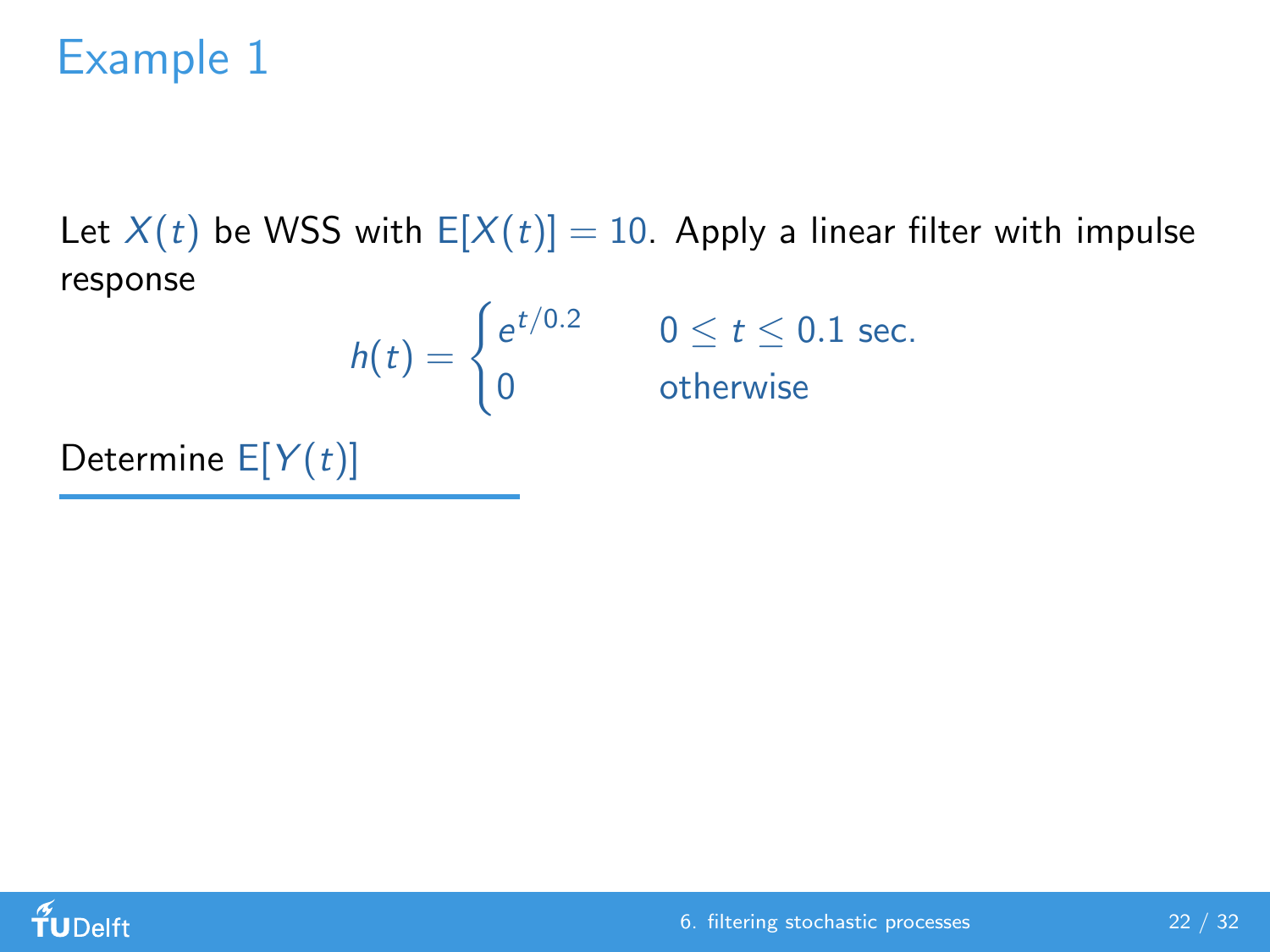# Example 1

Let $X(t)$ be WSS with $\mathrm{E}[X(t)] = 10$. Apply a linear filter with impulse response

$$h(t) = \begin{cases} e^{t/0.2} & 0 \leq t \leq 0.1 \text{ sec.} \\ 0 & \text{otherwise} \end{cases}$$

Determine $\mathrm{E}[Y(t)]$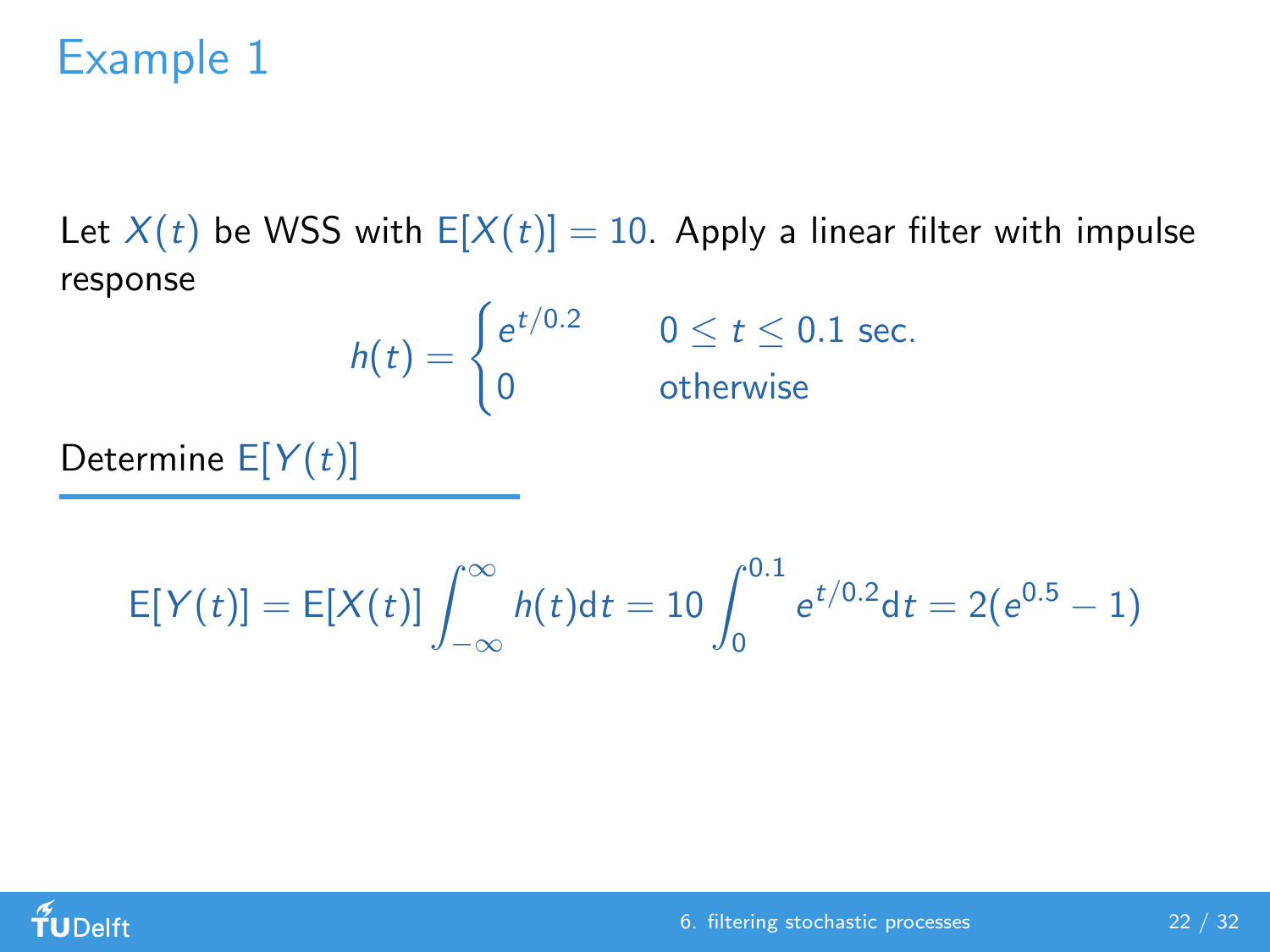# Example 1

Let $X(t)$ be WSS with $\mathrm{E}[X(t)] = 10$. Apply a linear filter with impulse response

$$h(t) = \begin{cases} e^{t/0.2} & 0 \leq t \leq 0.1 \text{ sec.} \\ 0 & \text{otherwise} \end{cases}$$

Determine $\mathrm{E}[Y(t)]$

$$\mathrm{E}[Y(t)] = \mathrm{E}[X(t)] \int_{-\infty}^{\infty} h(t) \mathrm{d}t = 10 \int_{0}^{0.1} e^{t/0.2} \mathrm{d}t = 2(e^{0.5} - 1)$$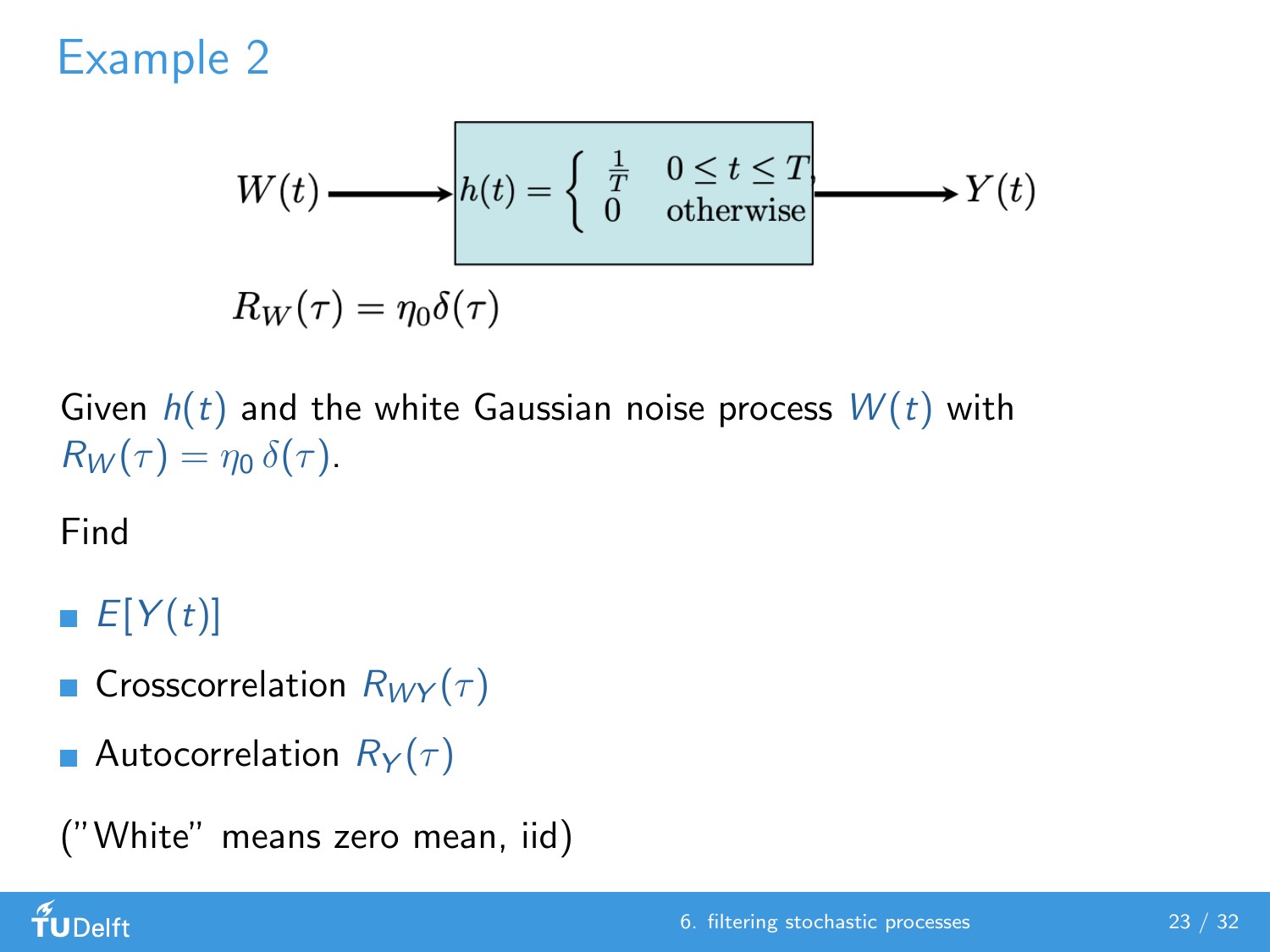# Example 2

$$W(t) \longrightarrow \boxed{h(t) = \begin{cases} \frac{1}{T} & 0 \leq t \leq T \\ 0 & \text{otherwise} \end{cases}} \longrightarrow Y(t)$$

$$R_W(\tau) = \eta_0 \delta(\tau)$$

Given $h(t)$ and the white Gaussian noise process $W(t)$ with $R_W(\tau) = \eta_0 \, \delta(\tau)$.

Find

- $E[Y(t)]$
- Crosscorrelation $R_{WY}(\tau)$
- Autocorrelation $R_Y(\tau)$

("White" means zero mean, iid)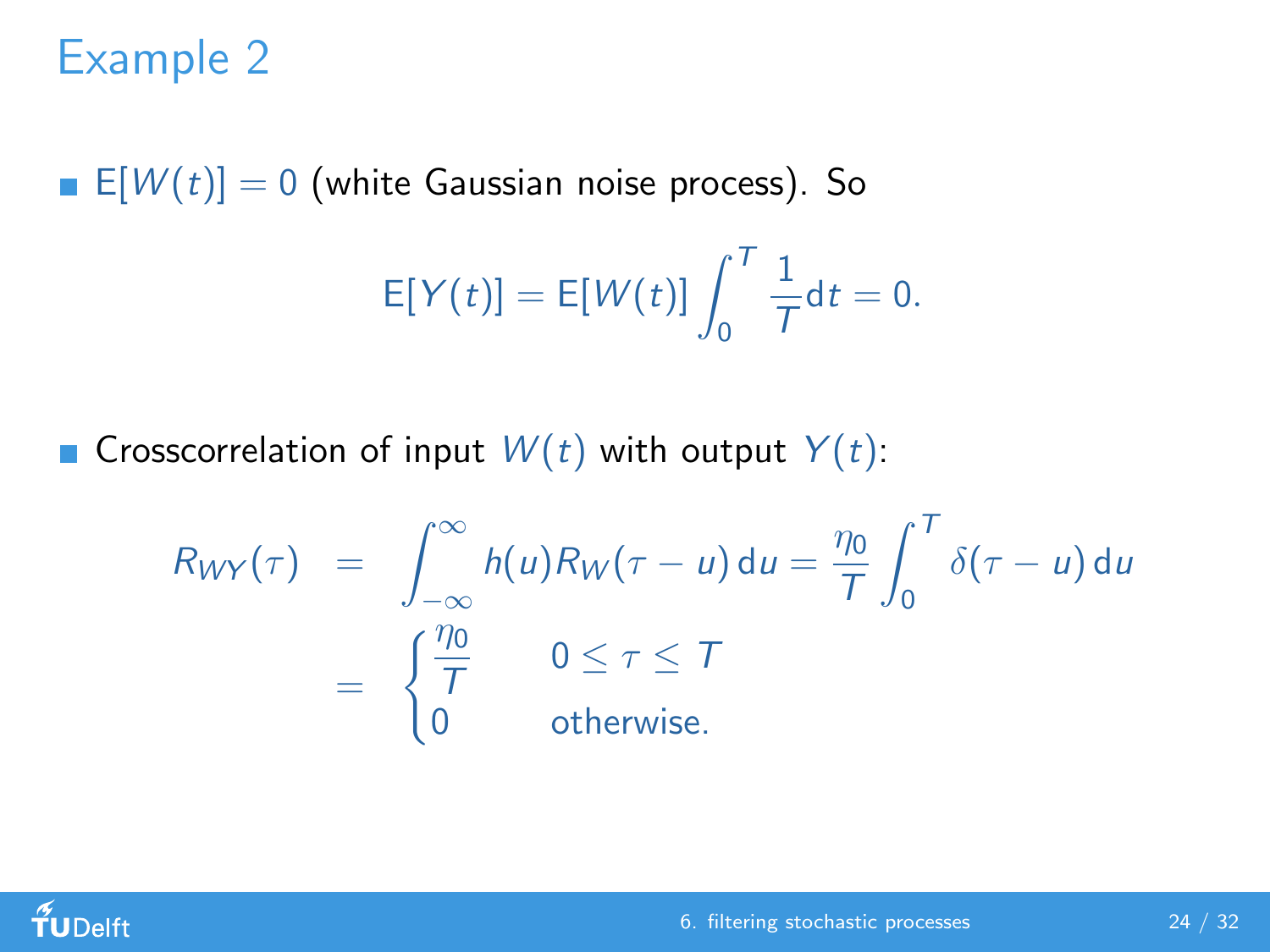# Example 2

- $\mathrm{E}[W(t)] = 0$ (white Gaussian noise process). So

$$\mathrm{E}[Y(t)] = \mathrm{E}[W(t)] \int_0^T \frac{1}{T} \mathrm{d}t = 0.$$

- Crosscorrelation of input $W(t)$ with output $Y(t)$:

$$\begin{aligned}
R_{WY}(\tau) &= \int_{-\infty}^{\infty} h(u) R_W(\tau - u) \, \mathrm{d}u = \frac{\eta_0}{T} \int_0^T \delta(\tau - u) \, \mathrm{d}u \\
&= \begin{cases} \dfrac{\eta_0}{T} & 0 \leq \tau \leq T \\ 0 & \text{otherwise.} \end{cases}
\end{aligned}$$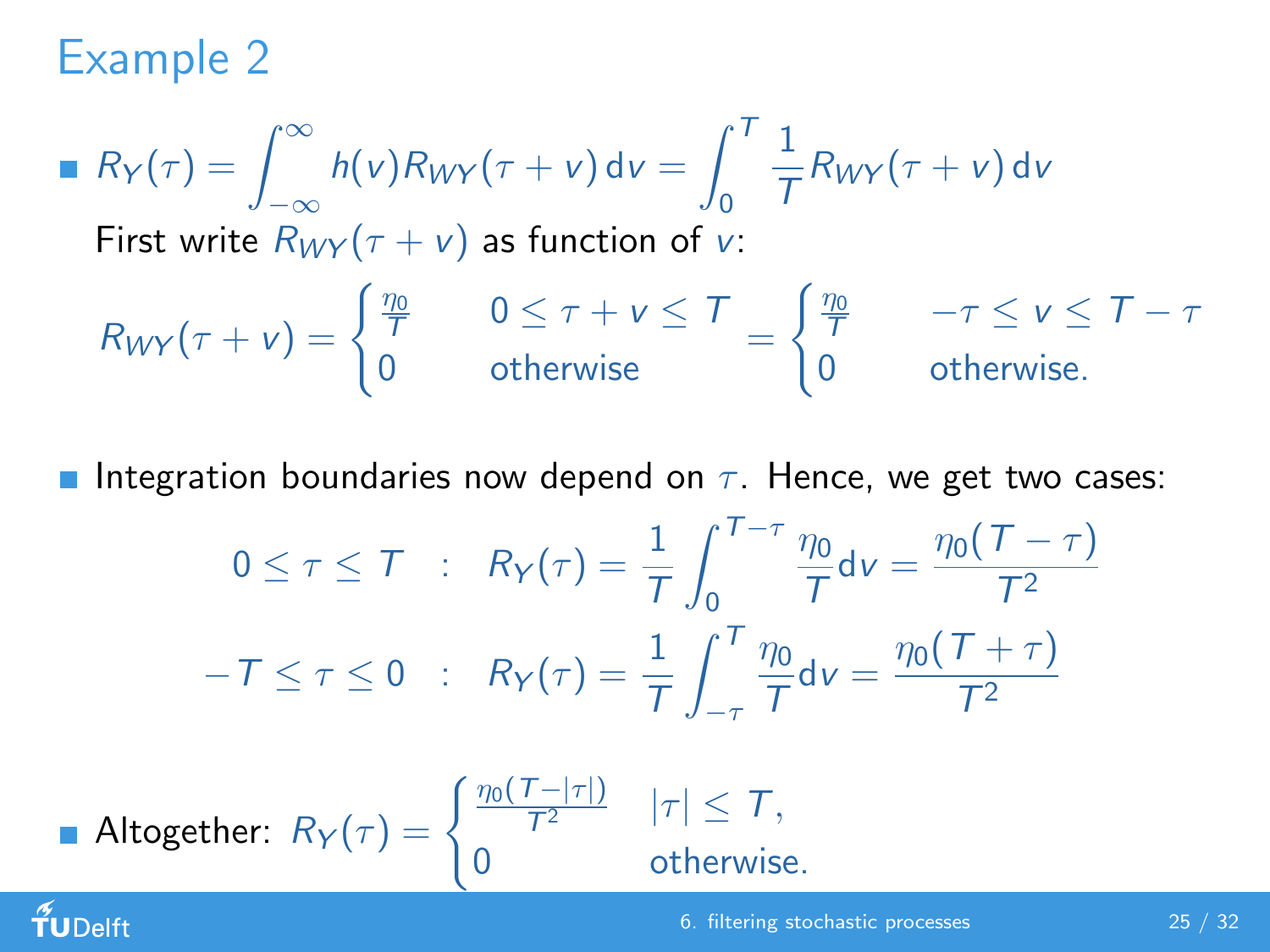# Example 2

- $R_Y(\tau) = \int_{-\infty}^{\infty} h(v) R_{WY}(\tau + v) \, \mathrm{d}v = \int_0^T \frac{1}{T} R_{WY}(\tau + v) \, \mathrm{d}v$

  First write $R_{WY}(\tau + v)$ as function of $v$:

$$R_{WY}(\tau + v) = \begin{cases} \frac{\eta_0}{T} & 0 \le \tau + v \le T \\ 0 & \text{otherwise} \end{cases} = \begin{cases} \frac{\eta_0}{T} & -\tau \le v \le T - \tau \\ 0 & \text{otherwise.} \end{cases}$$

- Integration boundaries now depend on $\tau$. Hence, we get two cases:

$$0 \le \tau \le T \quad : \quad R_Y(\tau) = \frac{1}{T} \int_0^{T-\tau} \frac{\eta_0}{T} \mathrm{d}v = \frac{\eta_0 (T - \tau)}{T^2}$$

$$-T \le \tau \le 0 \quad : \quad R_Y(\tau) = \frac{1}{T} \int_{-\tau}^{T} \frac{\eta_0}{T} \mathrm{d}v = \frac{\eta_0 (T + \tau)}{T^2}$$

- Altogether: $R_Y(\tau) = \begin{cases} \frac{\eta_0 (T - |\tau|)}{T^2} & |\tau| \le T, \\ 0 & \text{otherwise.} \end{cases}$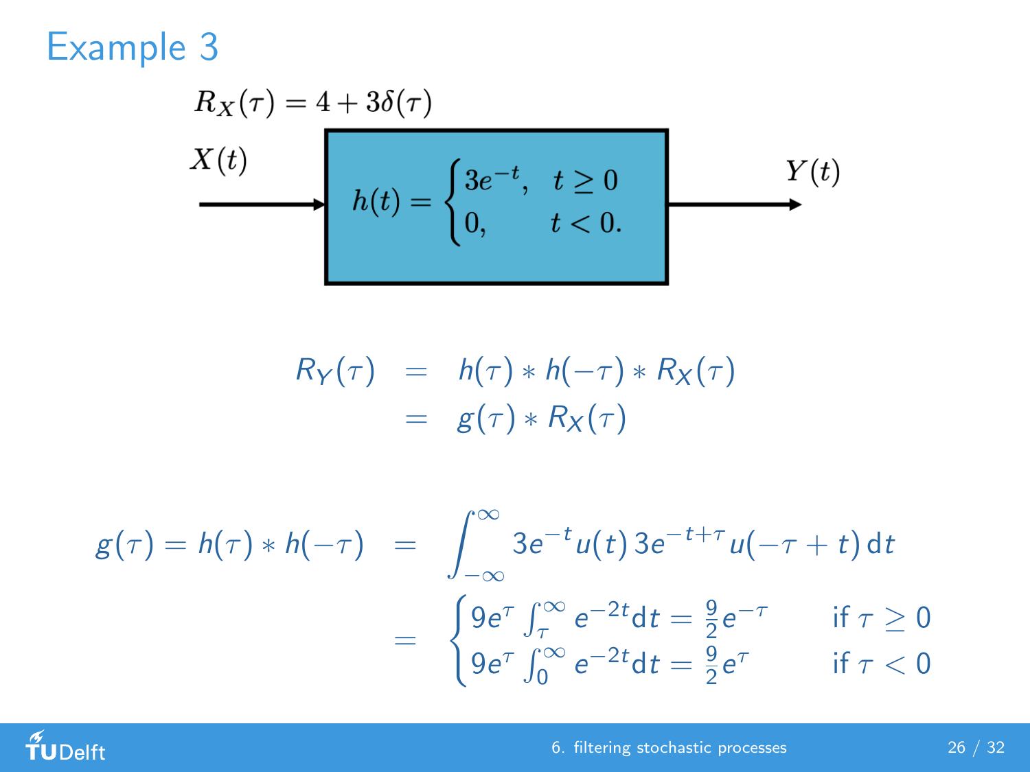# Example 3

$R_X(\tau) = 4 + 3\delta(\tau)$

$X(t)$

$$h(t) = \begin{cases} 3e^{-t}, & t \geq 0 \\ 0, & t < 0. \end{cases}$$

$Y(t)$

$$\begin{aligned} R_Y(\tau) &= h(\tau) * h(-\tau) * R_X(\tau) \\ &= g(\tau) * R_X(\tau) \end{aligned}$$

$$\begin{aligned} g(\tau) = h(\tau) * h(-\tau) &= \int_{-\infty}^{\infty} 3e^{-t} u(t)\, 3e^{-t+\tau} u(-\tau + t)\, \mathrm{d}t \\ &= \begin{cases} 9e^{\tau} \int_{\tau}^{\infty} e^{-2t} \mathrm{d}t = \frac{9}{2} e^{-\tau} & \text{if } \tau \geq 0 \\ 9e^{\tau} \int_{0}^{\infty} e^{-2t} \mathrm{d}t = \frac{9}{2} e^{\tau} & \text{if } \tau < 0 \end{cases} \end{aligned}$$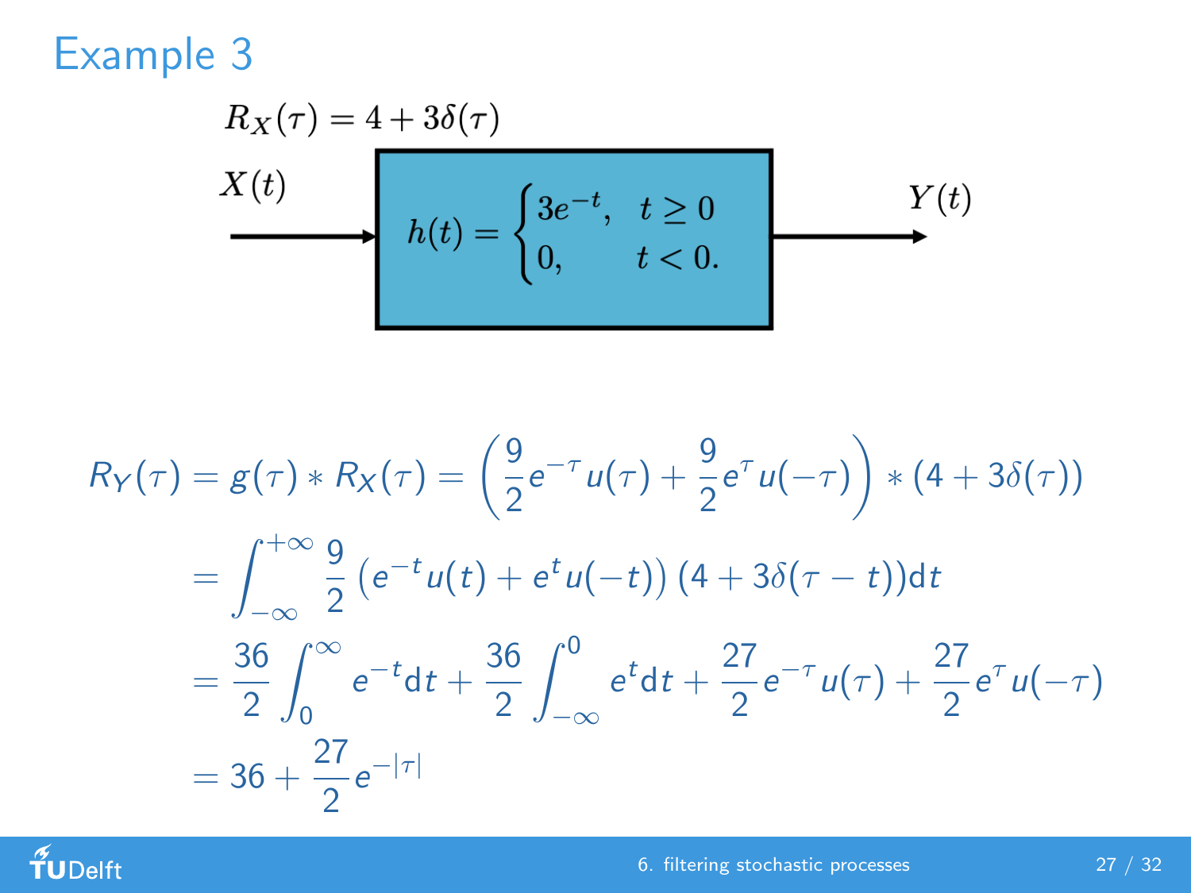# Example 3

$R_X(\tau) = 4 + 3\delta(\tau)$

$X(t)$

$$h(t) = \begin{cases} 3e^{-t}, & t \geq 0 \\ 0, & t < 0. \end{cases}$$

$Y(t)$

$$R_Y(\tau) = g(\tau) * R_X(\tau) = \left(\frac{9}{2}e^{-\tau}u(\tau) + \frac{9}{2}e^{\tau}u(-\tau)\right) * (4 + 3\delta(\tau))$$

$$= \int_{-\infty}^{+\infty} \frac{9}{2}\left(e^{-t}u(t) + e^{t}u(-t)\right)(4 + 3\delta(\tau - t))\mathrm{d}t$$

$$= \frac{36}{2}\int_{0}^{\infty} e^{-t}\mathrm{d}t + \frac{36}{2}\int_{-\infty}^{0} e^{t}\mathrm{d}t + \frac{27}{2}e^{-\tau}u(\tau) + \frac{27}{2}e^{\tau}u(-\tau)$$

$$= 36 + \frac{27}{2}e^{-|\tau|}$$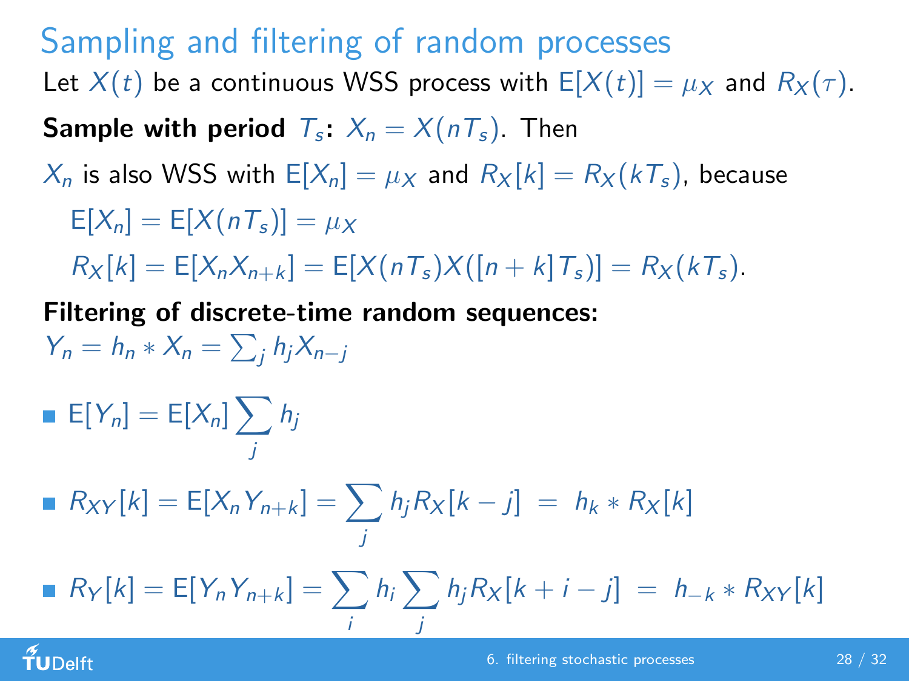# Sampling and filtering of random processes

Let $X(t)$ be a continuous WSS process with $\mathrm{E}[X(t)] = \mu_X$ and $R_X(\tau)$.

**Sample with period $T_s$:** $X_n = X(nT_s)$. Then

$X_n$ is also WSS with $\mathrm{E}[X_n] = \mu_X$ and $R_X[k] = R_X(kT_s)$, because

$$\mathrm{E}[X_n] = \mathrm{E}[X(nT_s)] = \mu_X$$

$$R_X[k] = \mathrm{E}[X_n X_{n+k}] = \mathrm{E}[X(nT_s)X([n+k]T_s)] = R_X(kT_s).$$

**Filtering of discrete-time random sequences:**

$Y_n = h_n * X_n = \sum_j h_j X_{n-j}$

- $\mathrm{E}[Y_n] = \mathrm{E}[X_n] \sum_j h_j$
- $R_{XY}[k] = \mathrm{E}[X_n Y_{n+k}] = \sum_j h_j R_X[k-j] \ = \ h_k * R_X[k]$
- $R_Y[k] = \mathrm{E}[Y_n Y_{n+k}] = \sum_i h_i \sum_j h_j R_X[k+i-j] \ = \ h_{-k} * R_{XY}[k]$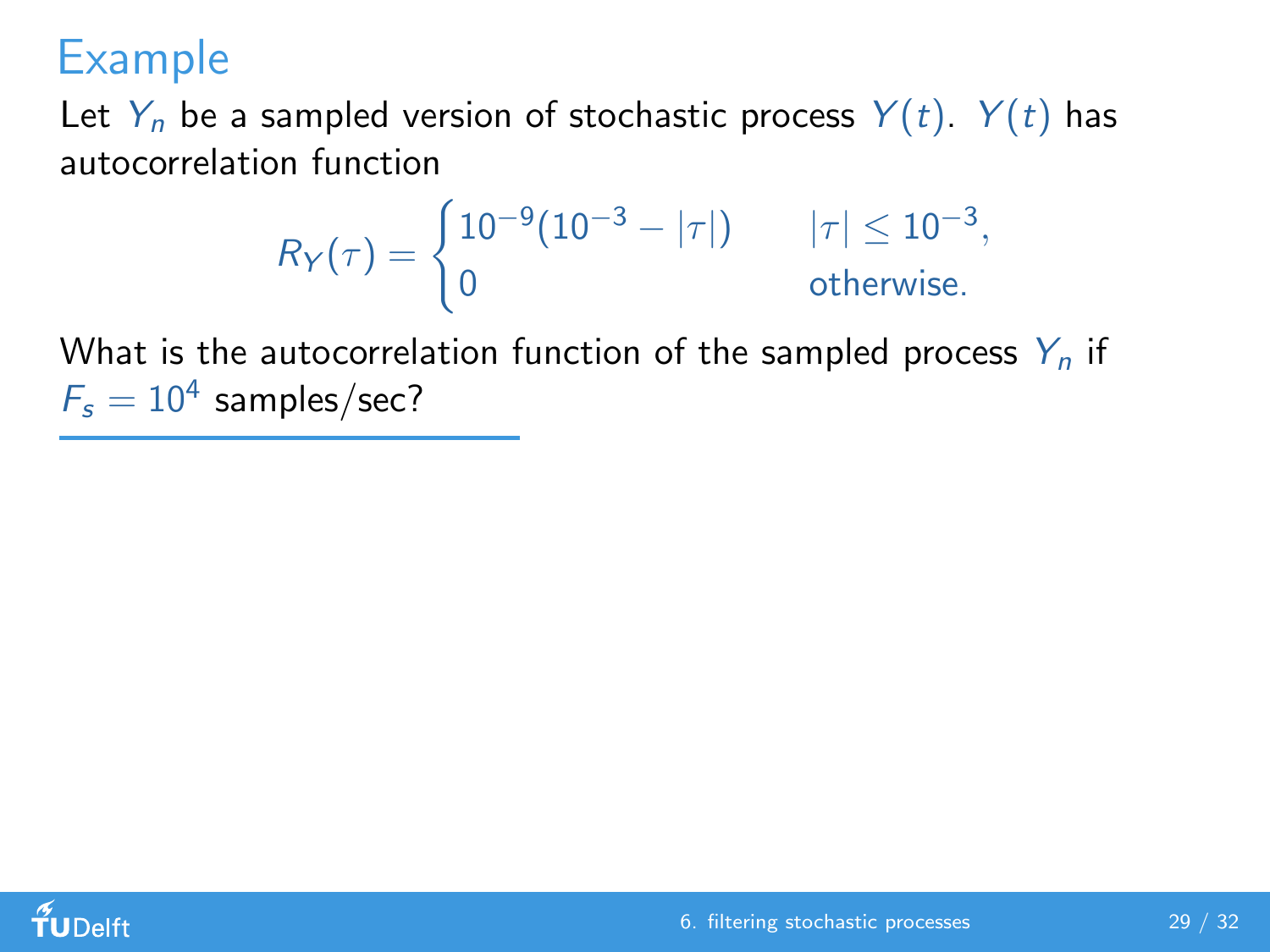# Example

Let $Y_n$ be a sampled version of stochastic process $Y(t)$. $Y(t)$ has autocorrelation function

$$R_Y(\tau) = \begin{cases} 10^{-9}(10^{-3} - |\tau|) & |\tau| \leq 10^{-3}, \\ 0 & \text{otherwise.} \end{cases}$$

What is the autocorrelation function of the sampled process $Y_n$ if $F_s = 10^4$ samples/sec?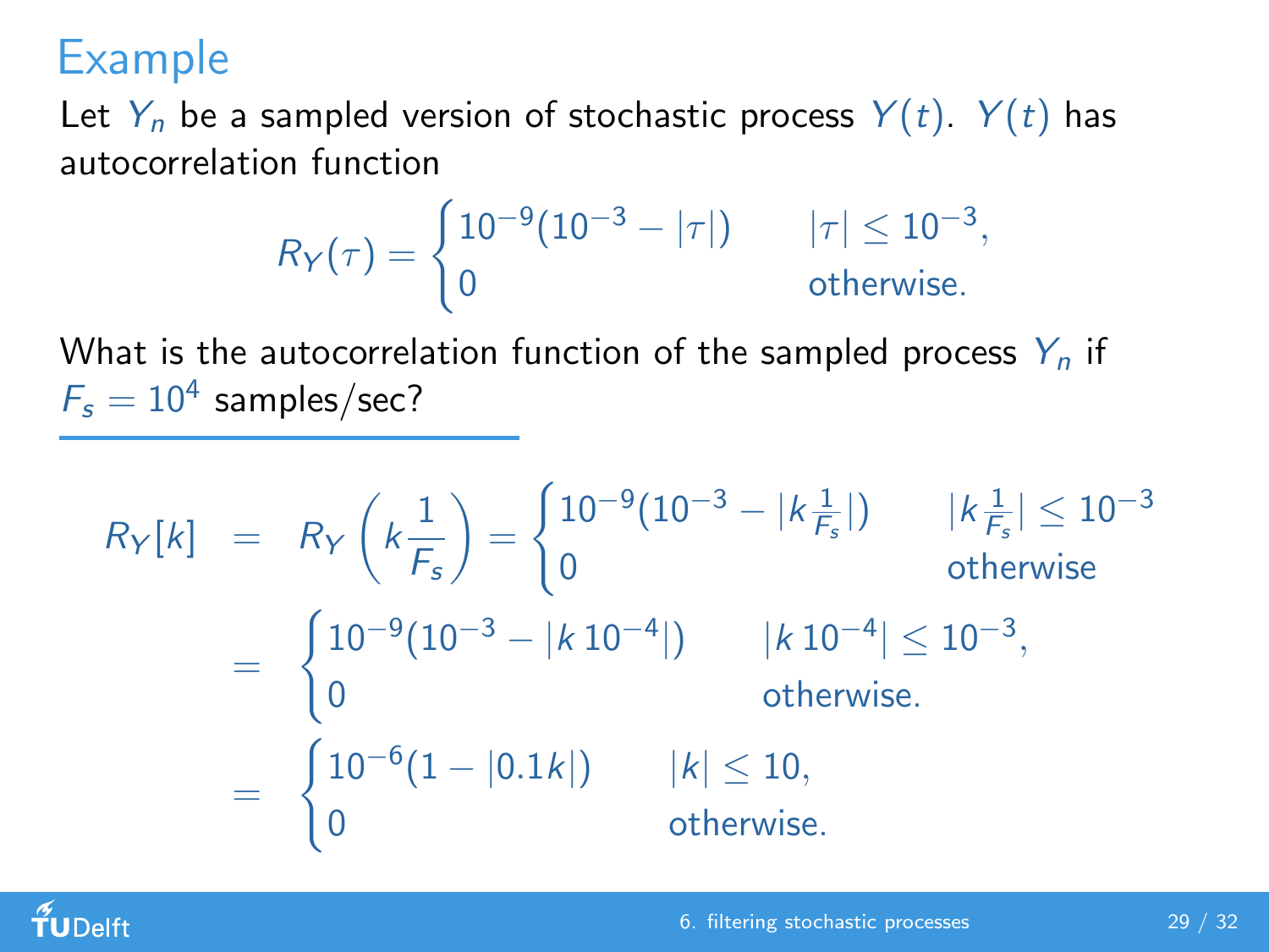# Example

Let $Y_n$ be a sampled version of stochastic process $Y(t)$. $Y(t)$ has autocorrelation function

$$R_Y(\tau) = \begin{cases} 10^{-9}(10^{-3} - |\tau|) & |\tau| \leq 10^{-3}, \\ 0 & \text{otherwise.} \end{cases}$$

What is the autocorrelation function of the sampled process $Y_n$ if $F_s = 10^4$ samples/sec?

$$\begin{aligned} R_Y[k] &= R_Y\left(k\frac{1}{F_s}\right) = \begin{cases} 10^{-9}(10^{-3} - |k\frac{1}{F_s}|) & |k\frac{1}{F_s}| \leq 10^{-3} \\ 0 & \text{otherwise} \end{cases} \\ &= \begin{cases} 10^{-9}(10^{-3} - |k\,10^{-4}|) & |k\,10^{-4}| \leq 10^{-3}, \\ 0 & \text{otherwise.} \end{cases} \\ &= \begin{cases} 10^{-6}(1 - |0.1k|) & |k| \leq 10, \\ 0 & \text{otherwise.} \end{cases} \end{aligned}$$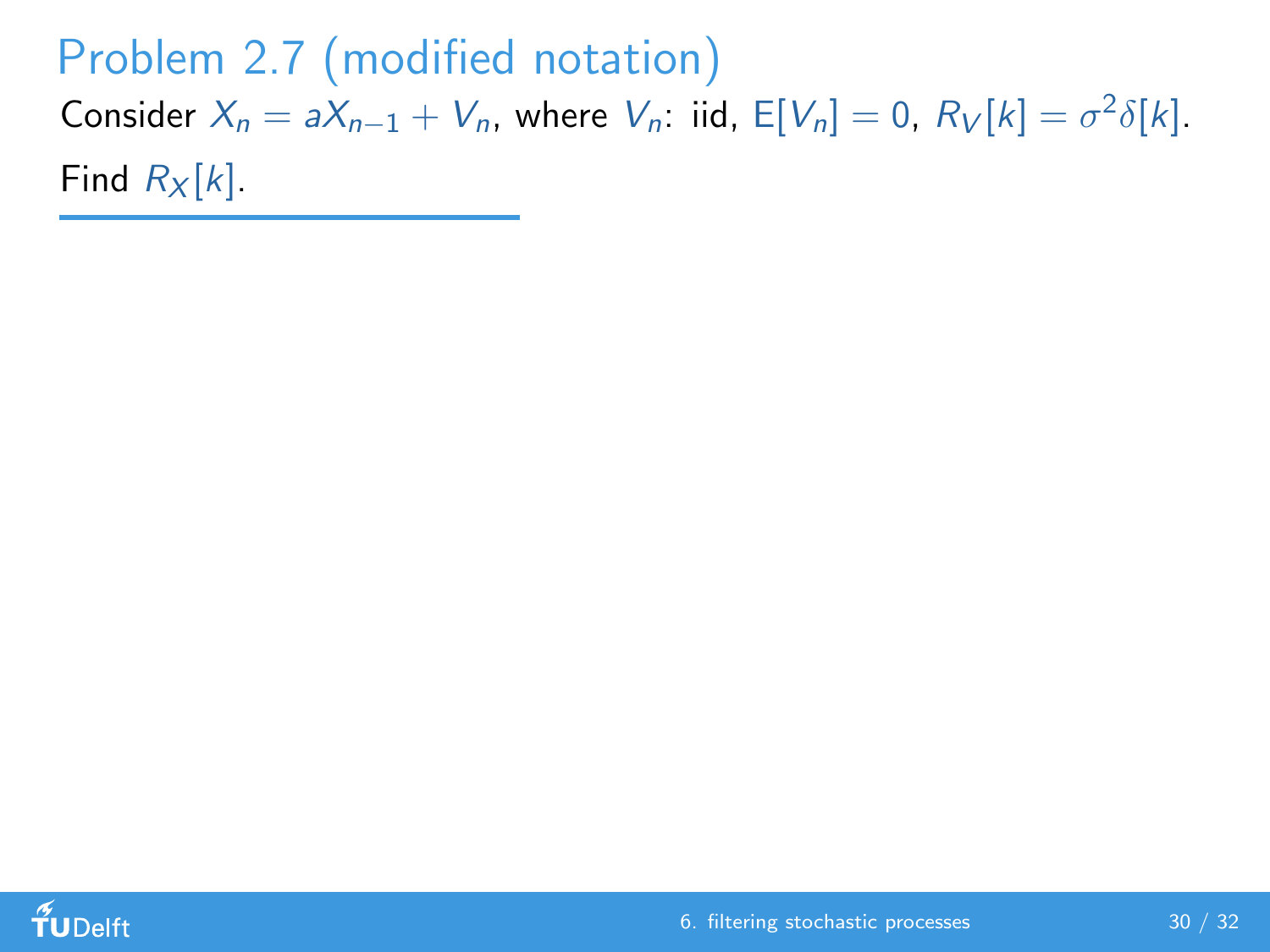## Problem 2.7 (modified notation)

Consider $X_n = aX_{n-1} + V_n$, where $V_n$: iid, $\mathsf{E}[V_n] = 0$, $R_V[k] = \sigma^2\delta[k]$.

Find $R_X[k]$.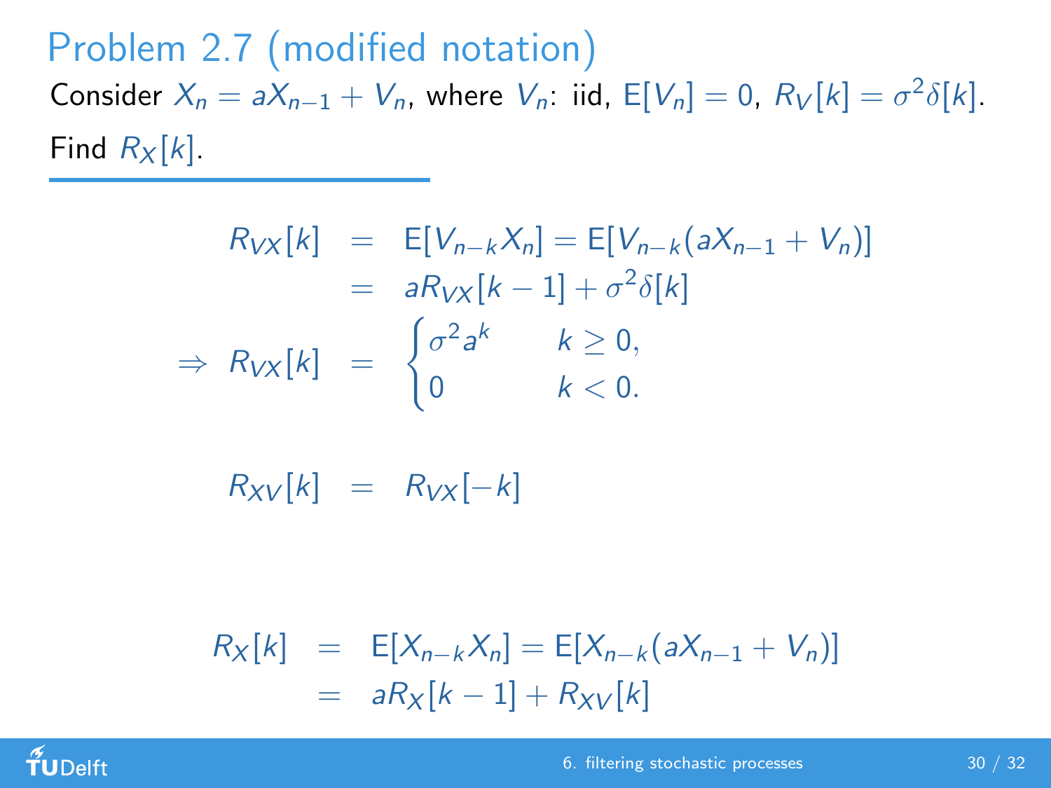## Problem 2.7 (modified notation)

Consider $X_n = aX_{n-1} + V_n$, where $V_n$: iid, $\mathrm{E}[V_n] = 0$, $R_V[k] = \sigma^2 \delta[k]$. Find $R_X[k]$.

$$
\begin{aligned}
R_{VX}[k] &= \mathrm{E}[V_{n-k}X_n] = \mathrm{E}[V_{n-k}(aX_{n-1} + V_n)] \\
&= aR_{VX}[k-1] + \sigma^2 \delta[k] \\
\Rightarrow \; R_{VX}[k] &= \begin{cases} \sigma^2 a^k & k \geq 0, \\ 0 & k < 0. \end{cases}
\end{aligned}
$$

$$
R_{XV}[k] = R_{VX}[-k]
$$

$$
\begin{aligned}
R_X[k] &= \mathrm{E}[X_{n-k}X_n] = \mathrm{E}[X_{n-k}(aX_{n-1} + V_n)] \\
&= aR_X[k-1] + R_{XV}[k]
\end{aligned}
$$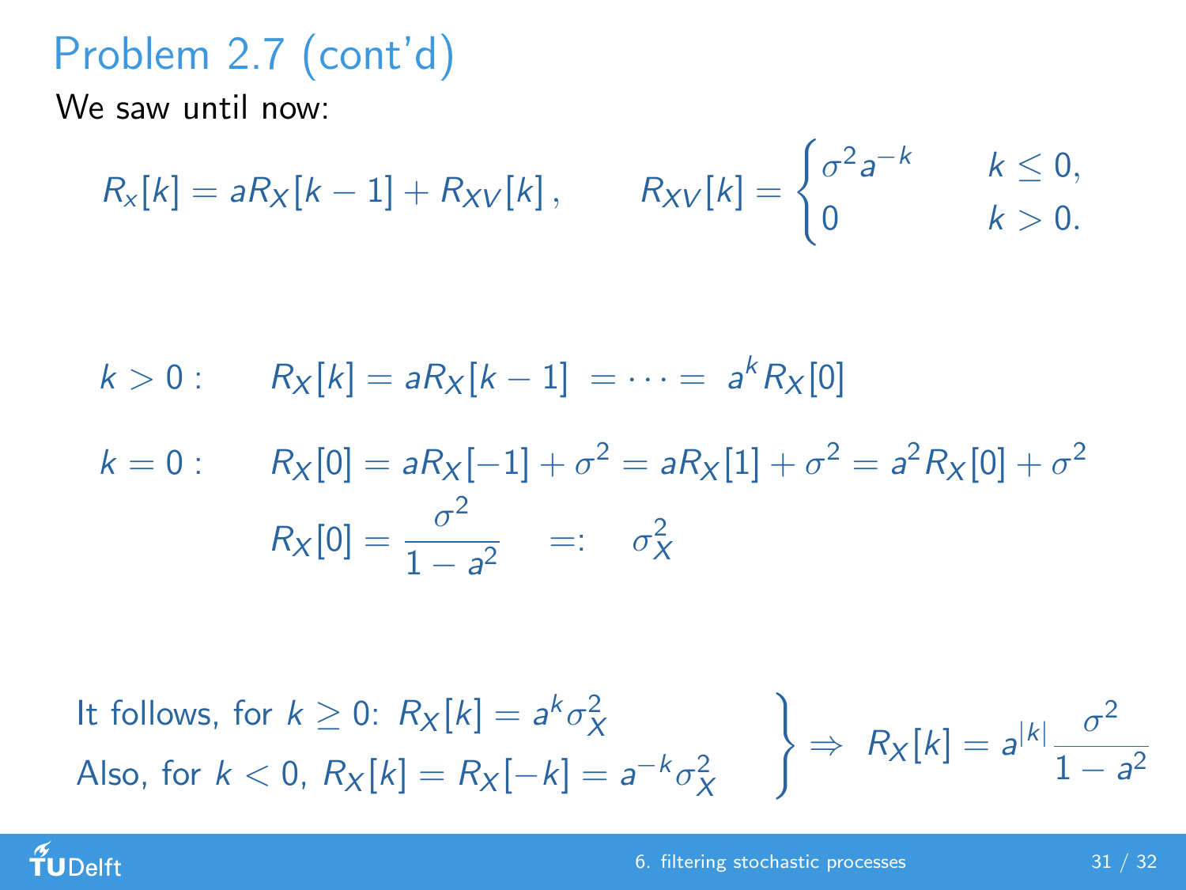# Problem 2.7 (cont'd)

We saw until now:

$$R_x[k] = aR_X[k-1] + R_{XV}[k]\,, \qquad R_{XV}[k] = \begin{cases} \sigma^2 a^{-k} & k \leq 0, \\ 0 & k > 0. \end{cases}$$

$$k > 0: \qquad R_X[k] = aR_X[k-1] \;= \cdots = \; a^k R_X[0]$$

$$k = 0: \qquad R_X[0] = aR_X[-1] + \sigma^2 = aR_X[1] + \sigma^2 = a^2 R_X[0] + \sigma^2$$

$$R_X[0] = \frac{\sigma^2}{1-a^2} \quad =: \quad \sigma_X^2$$

It follows, for $k \geq 0$: $R_X[k] = a^k \sigma_X^2$

Also, for $k < 0$, $R_X[k] = R_X[-k] = a^{-k}\sigma_X^2$

$$\Rightarrow \; R_X[k] = a^{|k|}\frac{\sigma^2}{1-a^2}$$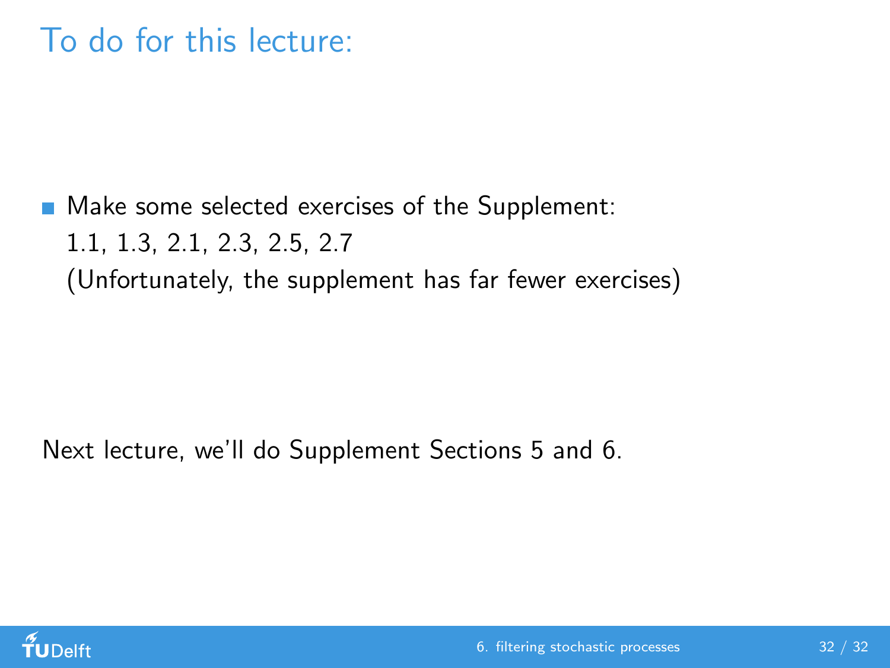# To do for this lecture:

- Make some selected exercises of the Supplement:
  1.1, 1.3, 2.1, 2.3, 2.5, 2.7
  (Unfortunately, the supplement has far fewer exercises)

Next lecture, we'll do Supplement Sections 5 and 6.